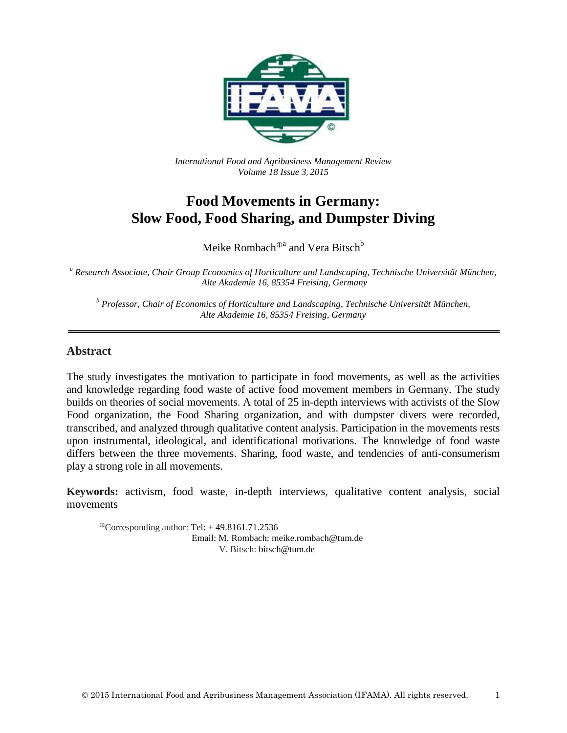*International Food and Agribusiness Management Review*
*Volume 18 Issue 3, 2015*

# Food Movements in Germany: Slow Food, Food Sharing, and Dumpster Diving

Meike Rombach[ⓘa] and Vera Bitsch[b]

[a] *Research Associate, Chair Group Economics of Horticulture and Landscaping, Technische Universität München, Alte Akademie 16, 85354 Freising, Germany*

[b] *Professor, Chair of Economics of Horticulture and Landscaping, Technische Universität München, Alte Akademie 16, 85354 Freising, Germany*

## Abstract

The study investigates the motivation to participate in food movements, as well as the activities and knowledge regarding food waste of active food movement members in Germany. The study builds on theories of social movements. A total of 25 in-depth interviews with activists of the Slow Food organization, the Food Sharing organization, and with dumpster divers were recorded, transcribed, and analyzed through qualitative content analysis. Participation in the movements rests upon instrumental, ideological, and identificational motivations. The knowledge of food waste differs between the three movements. Sharing, food waste, and tendencies of anti-consumerism play a strong role in all movements.

**Keywords:** activism, food waste, in-depth interviews, qualitative content analysis, social movements

[ⓘ]Corresponding author: Tel: + 49.8161.71.2536
Email: M. Rombach: meike.rombach@tum.de
V. Bitsch: bitsch@tum.de

© 2015 International Food and Agribusiness Management Association (IFAMA). All rights reserved.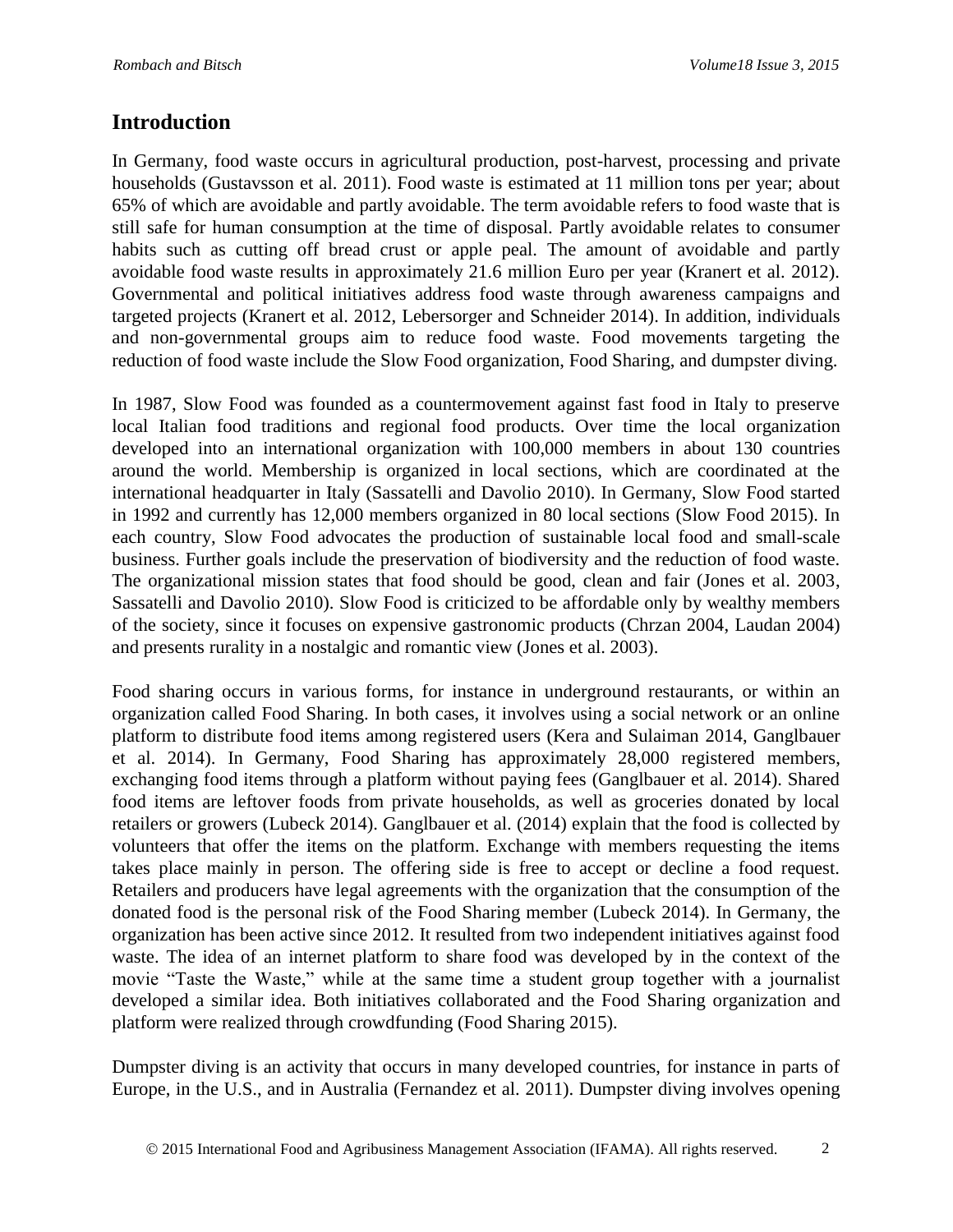## Introduction

In Germany, food waste occurs in agricultural production, post-harvest, processing and private households (Gustavsson et al. 2011). Food waste is estimated at 11 million tons per year; about 65% of which are avoidable and partly avoidable. The term avoidable refers to food waste that is still safe for human consumption at the time of disposal. Partly avoidable relates to consumer habits such as cutting off bread crust or apple peal. The amount of avoidable and partly avoidable food waste results in approximately 21.6 million Euro per year (Kranert et al. 2012). Governmental and political initiatives address food waste through awareness campaigns and targeted projects (Kranert et al. 2012, Lebersorger and Schneider 2014). In addition, individuals and non-governmental groups aim to reduce food waste. Food movements targeting the reduction of food waste include the Slow Food organization, Food Sharing, and dumpster diving.

In 1987, Slow Food was founded as a countermovement against fast food in Italy to preserve local Italian food traditions and regional food products. Over time the local organization developed into an international organization with 100,000 members in about 130 countries around the world. Membership is organized in local sections, which are coordinated at the international headquarter in Italy (Sassatelli and Davolio 2010). In Germany, Slow Food started in 1992 and currently has 12,000 members organized in 80 local sections (Slow Food 2015). In each country, Slow Food advocates the production of sustainable local food and small-scale business. Further goals include the preservation of biodiversity and the reduction of food waste. The organizational mission states that food should be good, clean and fair (Jones et al. 2003, Sassatelli and Davolio 2010). Slow Food is criticized to be affordable only by wealthy members of the society, since it focuses on expensive gastronomic products (Chrzan 2004, Laudan 2004) and presents rurality in a nostalgic and romantic view (Jones et al. 2003).

Food sharing occurs in various forms, for instance in underground restaurants, or within an organization called Food Sharing. In both cases, it involves using a social network or an online platform to distribute food items among registered users (Kera and Sulaiman 2014, Ganglbauer et al. 2014). In Germany, Food Sharing has approximately 28,000 registered members, exchanging food items through a platform without paying fees (Ganglbauer et al. 2014). Shared food items are leftover foods from private households, as well as groceries donated by local retailers or growers (Lubeck 2014). Ganglbauer et al. (2014) explain that the food is collected by volunteers that offer the items on the platform. Exchange with members requesting the items takes place mainly in person. The offering side is free to accept or decline a food request. Retailers and producers have legal agreements with the organization that the consumption of the donated food is the personal risk of the Food Sharing member (Lubeck 2014). In Germany, the organization has been active since 2012. It resulted from two independent initiatives against food waste. The idea of an internet platform to share food was developed by in the context of the movie "Taste the Waste," while at the same time a student group together with a journalist developed a similar idea. Both initiatives collaborated and the Food Sharing organization and platform were realized through crowdfunding (Food Sharing 2015).

Dumpster diving is an activity that occurs in many developed countries, for instance in parts of Europe, in the U.S., and in Australia (Fernandez et al. 2011). Dumpster diving involves opening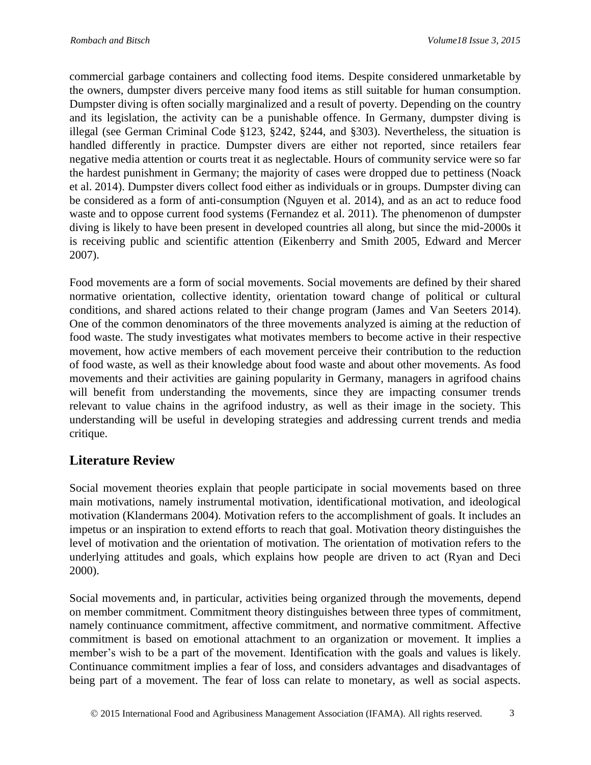commercial garbage containers and collecting food items. Despite considered unmarketable by the owners, dumpster divers perceive many food items as still suitable for human consumption. Dumpster diving is often socially marginalized and a result of poverty. Depending on the country and its legislation, the activity can be a punishable offence. In Germany, dumpster diving is illegal (see German Criminal Code §123, §242, §244, and §303). Nevertheless, the situation is handled differently in practice. Dumpster divers are either not reported, since retailers fear negative media attention or courts treat it as neglectable. Hours of community service were so far the hardest punishment in Germany; the majority of cases were dropped due to pettiness (Noack et al. 2014). Dumpster divers collect food either as individuals or in groups. Dumpster diving can be considered as a form of anti-consumption (Nguyen et al. 2014), and as an act to reduce food waste and to oppose current food systems (Fernandez et al. 2011). The phenomenon of dumpster diving is likely to have been present in developed countries all along, but since the mid-2000s it is receiving public and scientific attention (Eikenberry and Smith 2005, Edward and Mercer 2007).

Food movements are a form of social movements. Social movements are defined by their shared normative orientation, collective identity, orientation toward change of political or cultural conditions, and shared actions related to their change program (James and Van Seeters 2014). One of the common denominators of the three movements analyzed is aiming at the reduction of food waste. The study investigates what motivates members to become active in their respective movement, how active members of each movement perceive their contribution to the reduction of food waste, as well as their knowledge about food waste and about other movements. As food movements and their activities are gaining popularity in Germany, managers in agrifood chains will benefit from understanding the movements, since they are impacting consumer trends relevant to value chains in the agrifood industry, as well as their image in the society. This understanding will be useful in developing strategies and addressing current trends and media critique.

## Literature Review

Social movement theories explain that people participate in social movements based on three main motivations, namely instrumental motivation, identificational motivation, and ideological motivation (Klandermans 2004). Motivation refers to the accomplishment of goals. It includes an impetus or an inspiration to extend efforts to reach that goal. Motivation theory distinguishes the level of motivation and the orientation of motivation. The orientation of motivation refers to the underlying attitudes and goals, which explains how people are driven to act (Ryan and Deci 2000).

Social movements and, in particular, activities being organized through the movements, depend on member commitment. Commitment theory distinguishes between three types of commitment, namely continuance commitment, affective commitment, and normative commitment. Affective commitment is based on emotional attachment to an organization or movement. It implies a member's wish to be a part of the movement. Identification with the goals and values is likely. Continuance commitment implies a fear of loss, and considers advantages and disadvantages of being part of a movement. The fear of loss can relate to monetary, as well as social aspects.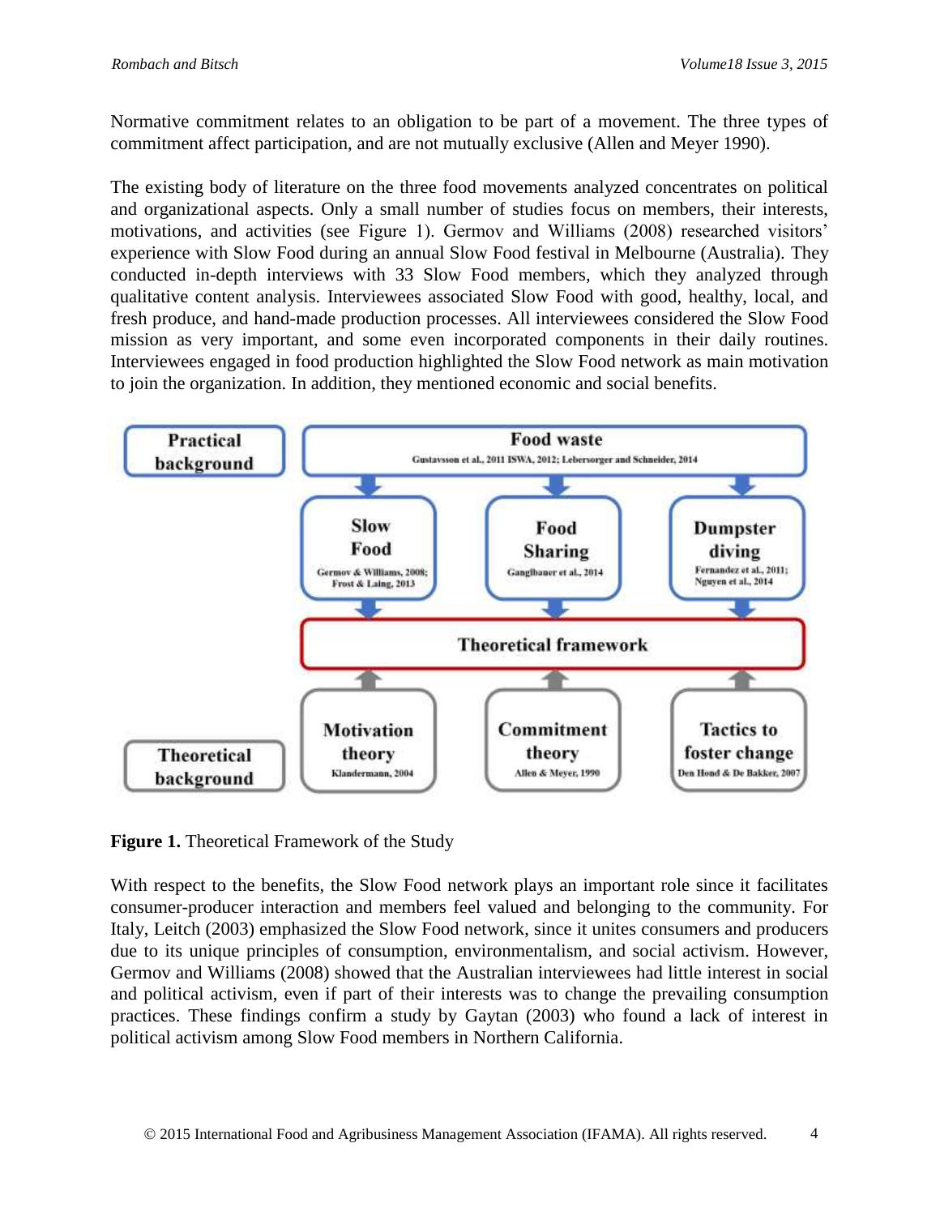Normative commitment relates to an obligation to be part of a movement. The three types of commitment affect participation, and are not mutually exclusive (Allen and Meyer 1990).

The existing body of literature on the three food movements analyzed concentrates on political and organizational aspects. Only a small number of studies focus on members, their interests, motivations, and activities (see Figure 1). Germov and Williams (2008) researched visitors' experience with Slow Food during an annual Slow Food festival in Melbourne (Australia). They conducted in-depth interviews with 33 Slow Food members, which they analyzed through qualitative content analysis. Interviewees associated Slow Food with good, healthy, local, and fresh produce, and hand-made production processes. All interviewees considered the Slow Food mission as very important, and some even incorporated components in their daily routines. Interviewees engaged in food production highlighted the Slow Food network as main motivation to join the organization. In addition, they mentioned economic and social benefits.

**Figure 1.** Theoretical Framework of the Study

With respect to the benefits, the Slow Food network plays an important role since it facilitates consumer-producer interaction and members feel valued and belonging to the community. For Italy, Leitch (2003) emphasized the Slow Food network, since it unites consumers and producers due to its unique principles of consumption, environmentalism, and social activism. However, Germov and Williams (2008) showed that the Australian interviewees had little interest in social and political activism, even if part of their interests was to change the prevailing consumption practices. These findings confirm a study by Gaytan (2003) who found a lack of interest in political activism among Slow Food members in Northern California.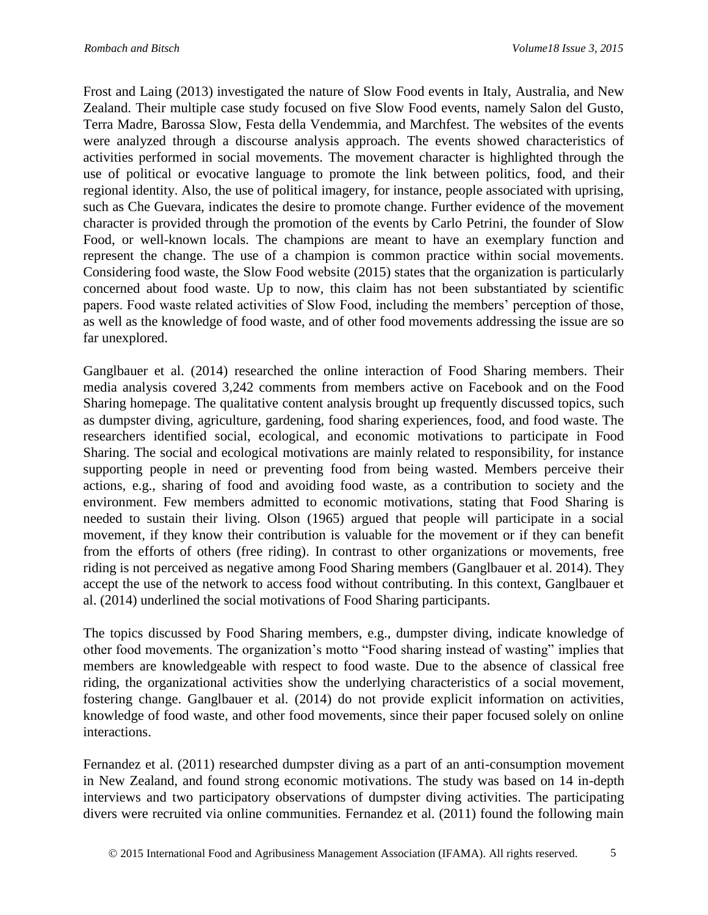Frost and Laing (2013) investigated the nature of Slow Food events in Italy, Australia, and New Zealand. Their multiple case study focused on five Slow Food events, namely Salon del Gusto, Terra Madre, Barossa Slow, Festa della Vendemmia, and Marchfest. The websites of the events were analyzed through a discourse analysis approach. The events showed characteristics of activities performed in social movements. The movement character is highlighted through the use of political or evocative language to promote the link between politics, food, and their regional identity. Also, the use of political imagery, for instance, people associated with uprising, such as Che Guevara, indicates the desire to promote change. Further evidence of the movement character is provided through the promotion of the events by Carlo Petrini, the founder of Slow Food, or well-known locals. The champions are meant to have an exemplary function and represent the change. The use of a champion is common practice within social movements. Considering food waste, the Slow Food website (2015) states that the organization is particularly concerned about food waste. Up to now, this claim has not been substantiated by scientific papers. Food waste related activities of Slow Food, including the members' perception of those, as well as the knowledge of food waste, and of other food movements addressing the issue are so far unexplored.

Ganglbauer et al. (2014) researched the online interaction of Food Sharing members. Their media analysis covered 3,242 comments from members active on Facebook and on the Food Sharing homepage. The qualitative content analysis brought up frequently discussed topics, such as dumpster diving, agriculture, gardening, food sharing experiences, food, and food waste. The researchers identified social, ecological, and economic motivations to participate in Food Sharing. The social and ecological motivations are mainly related to responsibility, for instance supporting people in need or preventing food from being wasted. Members perceive their actions, e.g., sharing of food and avoiding food waste, as a contribution to society and the environment. Few members admitted to economic motivations, stating that Food Sharing is needed to sustain their living. Olson (1965) argued that people will participate in a social movement, if they know their contribution is valuable for the movement or if they can benefit from the efforts of others (free riding). In contrast to other organizations or movements, free riding is not perceived as negative among Food Sharing members (Ganglbauer et al. 2014). They accept the use of the network to access food without contributing. In this context, Ganglbauer et al. (2014) underlined the social motivations of Food Sharing participants.

The topics discussed by Food Sharing members, e.g., dumpster diving, indicate knowledge of other food movements. The organization's motto "Food sharing instead of wasting" implies that members are knowledgeable with respect to food waste. Due to the absence of classical free riding, the organizational activities show the underlying characteristics of a social movement, fostering change. Ganglbauer et al. (2014) do not provide explicit information on activities, knowledge of food waste, and other food movements, since their paper focused solely on online interactions.

Fernandez et al. (2011) researched dumpster diving as a part of an anti-consumption movement in New Zealand, and found strong economic motivations. The study was based on 14 in-depth interviews and two participatory observations of dumpster diving activities. The participating divers were recruited via online communities. Fernandez et al. (2011) found the following main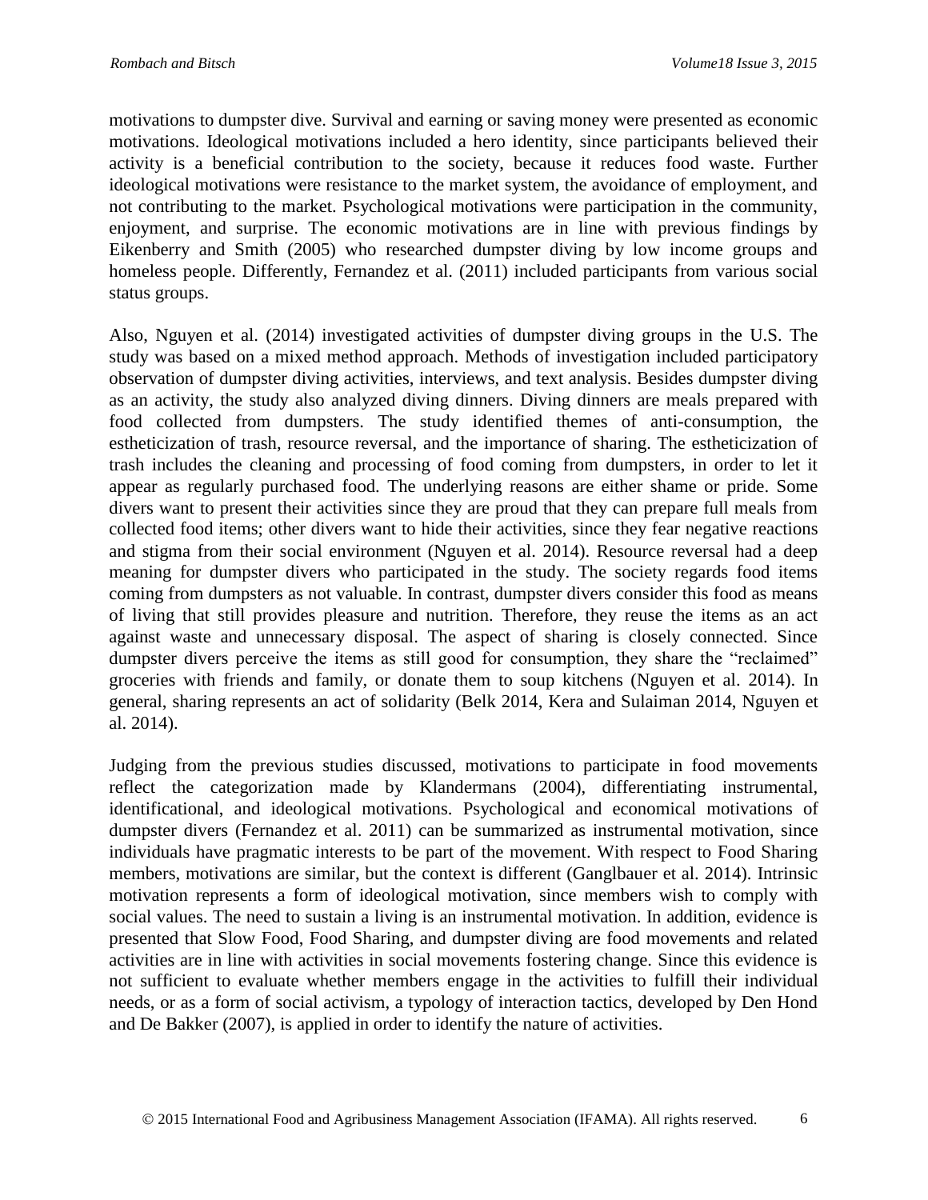motivations to dumpster dive. Survival and earning or saving money were presented as economic motivations. Ideological motivations included a hero identity, since participants believed their activity is a beneficial contribution to the society, because it reduces food waste. Further ideological motivations were resistance to the market system, the avoidance of employment, and not contributing to the market. Psychological motivations were participation in the community, enjoyment, and surprise. The economic motivations are in line with previous findings by Eikenberry and Smith (2005) who researched dumpster diving by low income groups and homeless people. Differently, Fernandez et al. (2011) included participants from various social status groups.

Also, Nguyen et al. (2014) investigated activities of dumpster diving groups in the U.S. The study was based on a mixed method approach. Methods of investigation included participatory observation of dumpster diving activities, interviews, and text analysis. Besides dumpster diving as an activity, the study also analyzed diving dinners. Diving dinners are meals prepared with food collected from dumpsters. The study identified themes of anti-consumption, the estheticization of trash, resource reversal, and the importance of sharing. The estheticization of trash includes the cleaning and processing of food coming from dumpsters, in order to let it appear as regularly purchased food. The underlying reasons are either shame or pride. Some divers want to present their activities since they are proud that they can prepare full meals from collected food items; other divers want to hide their activities, since they fear negative reactions and stigma from their social environment (Nguyen et al. 2014). Resource reversal had a deep meaning for dumpster divers who participated in the study. The society regards food items coming from dumpsters as not valuable. In contrast, dumpster divers consider this food as means of living that still provides pleasure and nutrition. Therefore, they reuse the items as an act against waste and unnecessary disposal. The aspect of sharing is closely connected. Since dumpster divers perceive the items as still good for consumption, they share the "reclaimed" groceries with friends and family, or donate them to soup kitchens (Nguyen et al. 2014). In general, sharing represents an act of solidarity (Belk 2014, Kera and Sulaiman 2014, Nguyen et al. 2014).

Judging from the previous studies discussed, motivations to participate in food movements reflect the categorization made by Klandermans (2004), differentiating instrumental, identificational, and ideological motivations. Psychological and economical motivations of dumpster divers (Fernandez et al. 2011) can be summarized as instrumental motivation, since individuals have pragmatic interests to be part of the movement. With respect to Food Sharing members, motivations are similar, but the context is different (Ganglbauer et al. 2014). Intrinsic motivation represents a form of ideological motivation, since members wish to comply with social values. The need to sustain a living is an instrumental motivation. In addition, evidence is presented that Slow Food, Food Sharing, and dumpster diving are food movements and related activities are in line with activities in social movements fostering change. Since this evidence is not sufficient to evaluate whether members engage in the activities to fulfill their individual needs, or as a form of social activism, a typology of interaction tactics, developed by Den Hond and De Bakker (2007), is applied in order to identify the nature of activities.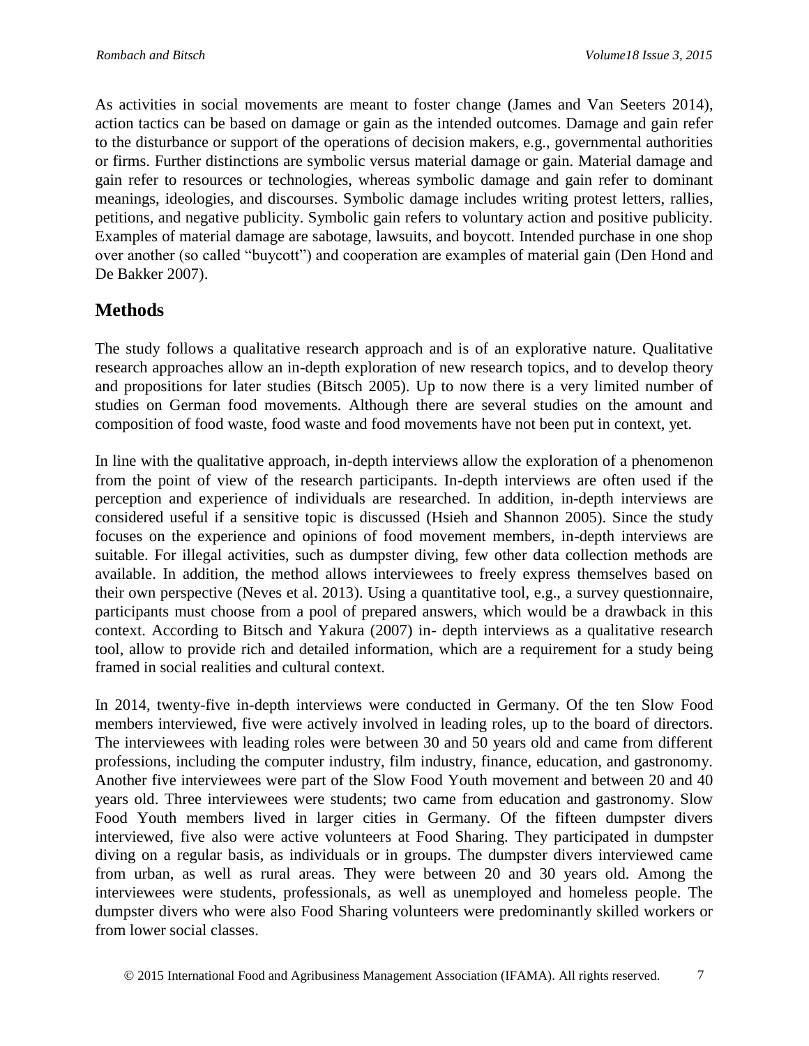As activities in social movements are meant to foster change (James and Van Seeters 2014), action tactics can be based on damage or gain as the intended outcomes. Damage and gain refer to the disturbance or support of the operations of decision makers, e.g., governmental authorities or firms. Further distinctions are symbolic versus material damage or gain. Material damage and gain refer to resources or technologies, whereas symbolic damage and gain refer to dominant meanings, ideologies, and discourses. Symbolic damage includes writing protest letters, rallies, petitions, and negative publicity. Symbolic gain refers to voluntary action and positive publicity. Examples of material damage are sabotage, lawsuits, and boycott. Intended purchase in one shop over another (so called "buycott") and cooperation are examples of material gain (Den Hond and De Bakker 2007).

## Methods

The study follows a qualitative research approach and is of an explorative nature. Qualitative research approaches allow an in-depth exploration of new research topics, and to develop theory and propositions for later studies (Bitsch 2005). Up to now there is a very limited number of studies on German food movements. Although there are several studies on the amount and composition of food waste, food waste and food movements have not been put in context, yet.

In line with the qualitative approach, in-depth interviews allow the exploration of a phenomenon from the point of view of the research participants. In-depth interviews are often used if the perception and experience of individuals are researched. In addition, in-depth interviews are considered useful if a sensitive topic is discussed (Hsieh and Shannon 2005). Since the study focuses on the experience and opinions of food movement members, in-depth interviews are suitable. For illegal activities, such as dumpster diving, few other data collection methods are available. In addition, the method allows interviewees to freely express themselves based on their own perspective (Neves et al. 2013). Using a quantitative tool, e.g., a survey questionnaire, participants must choose from a pool of prepared answers, which would be a drawback in this context. According to Bitsch and Yakura (2007) in- depth interviews as a qualitative research tool, allow to provide rich and detailed information, which are a requirement for a study being framed in social realities and cultural context.

In 2014, twenty-five in-depth interviews were conducted in Germany. Of the ten Slow Food members interviewed, five were actively involved in leading roles, up to the board of directors. The interviewees with leading roles were between 30 and 50 years old and came from different professions, including the computer industry, film industry, finance, education, and gastronomy. Another five interviewees were part of the Slow Food Youth movement and between 20 and 40 years old. Three interviewees were students; two came from education and gastronomy. Slow Food Youth members lived in larger cities in Germany. Of the fifteen dumpster divers interviewed, five also were active volunteers at Food Sharing. They participated in dumpster diving on a regular basis, as individuals or in groups. The dumpster divers interviewed came from urban, as well as rural areas. They were between 20 and 30 years old. Among the interviewees were students, professionals, as well as unemployed and homeless people. The dumpster divers who were also Food Sharing volunteers were predominantly skilled workers or from lower social classes.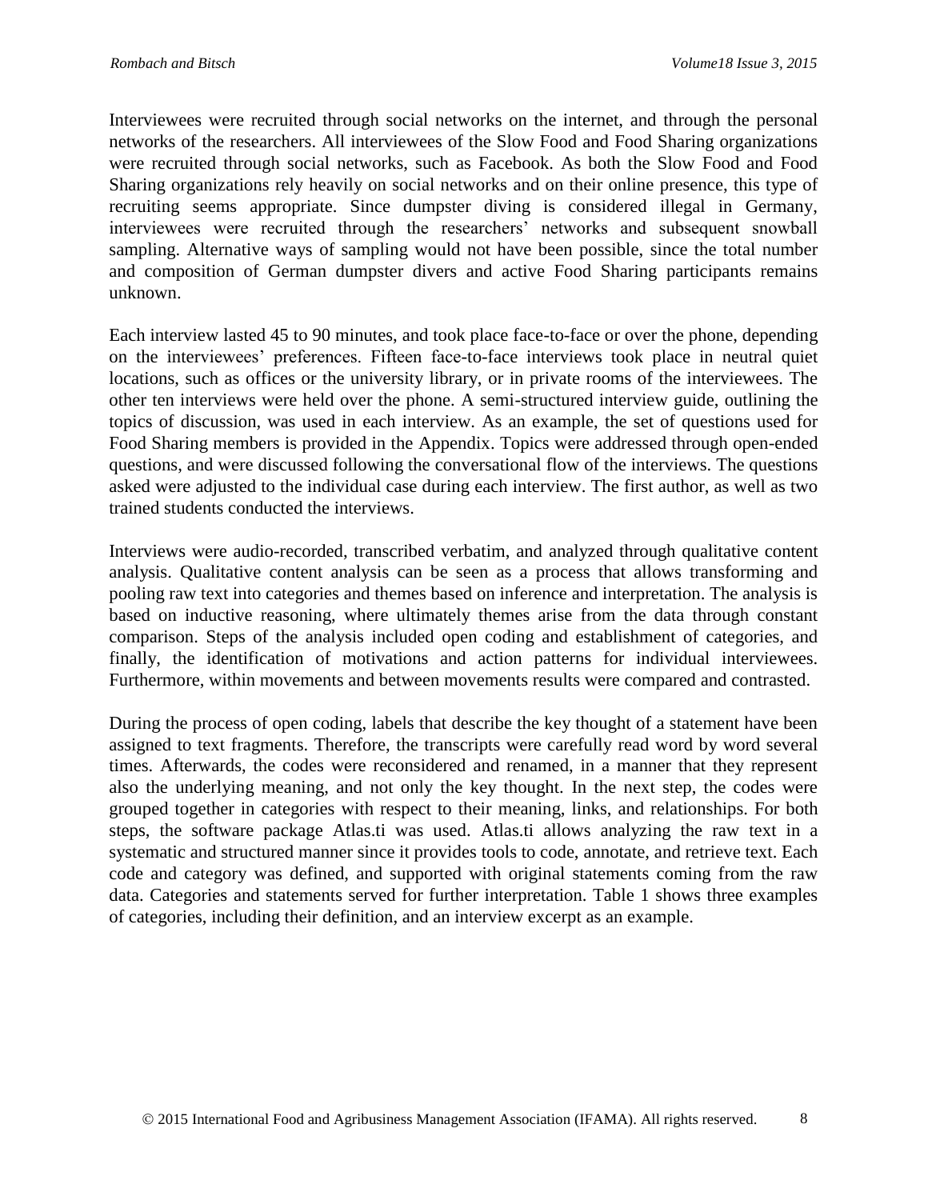Interviewees were recruited through social networks on the internet, and through the personal networks of the researchers. All interviewees of the Slow Food and Food Sharing organizations were recruited through social networks, such as Facebook. As both the Slow Food and Food Sharing organizations rely heavily on social networks and on their online presence, this type of recruiting seems appropriate. Since dumpster diving is considered illegal in Germany, interviewees were recruited through the researchers' networks and subsequent snowball sampling. Alternative ways of sampling would not have been possible, since the total number and composition of German dumpster divers and active Food Sharing participants remains unknown.

Each interview lasted 45 to 90 minutes, and took place face-to-face or over the phone, depending on the interviewees' preferences. Fifteen face-to-face interviews took place in neutral quiet locations, such as offices or the university library, or in private rooms of the interviewees. The other ten interviews were held over the phone. A semi-structured interview guide, outlining the topics of discussion, was used in each interview. As an example, the set of questions used for Food Sharing members is provided in the Appendix. Topics were addressed through open-ended questions, and were discussed following the conversational flow of the interviews. The questions asked were adjusted to the individual case during each interview. The first author, as well as two trained students conducted the interviews.

Interviews were audio-recorded, transcribed verbatim, and analyzed through qualitative content analysis. Qualitative content analysis can be seen as a process that allows transforming and pooling raw text into categories and themes based on inference and interpretation. The analysis is based on inductive reasoning, where ultimately themes arise from the data through constant comparison. Steps of the analysis included open coding and establishment of categories, and finally, the identification of motivations and action patterns for individual interviewees. Furthermore, within movements and between movements results were compared and contrasted.

During the process of open coding, labels that describe the key thought of a statement have been assigned to text fragments. Therefore, the transcripts were carefully read word by word several times. Afterwards, the codes were reconsidered and renamed, in a manner that they represent also the underlying meaning, and not only the key thought. In the next step, the codes were grouped together in categories with respect to their meaning, links, and relationships. For both steps, the software package Atlas.ti was used. Atlas.ti allows analyzing the raw text in a systematic and structured manner since it provides tools to code, annotate, and retrieve text. Each code and category was defined, and supported with original statements coming from the raw data. Categories and statements served for further interpretation. Table 1 shows three examples of categories, including their definition, and an interview excerpt as an example.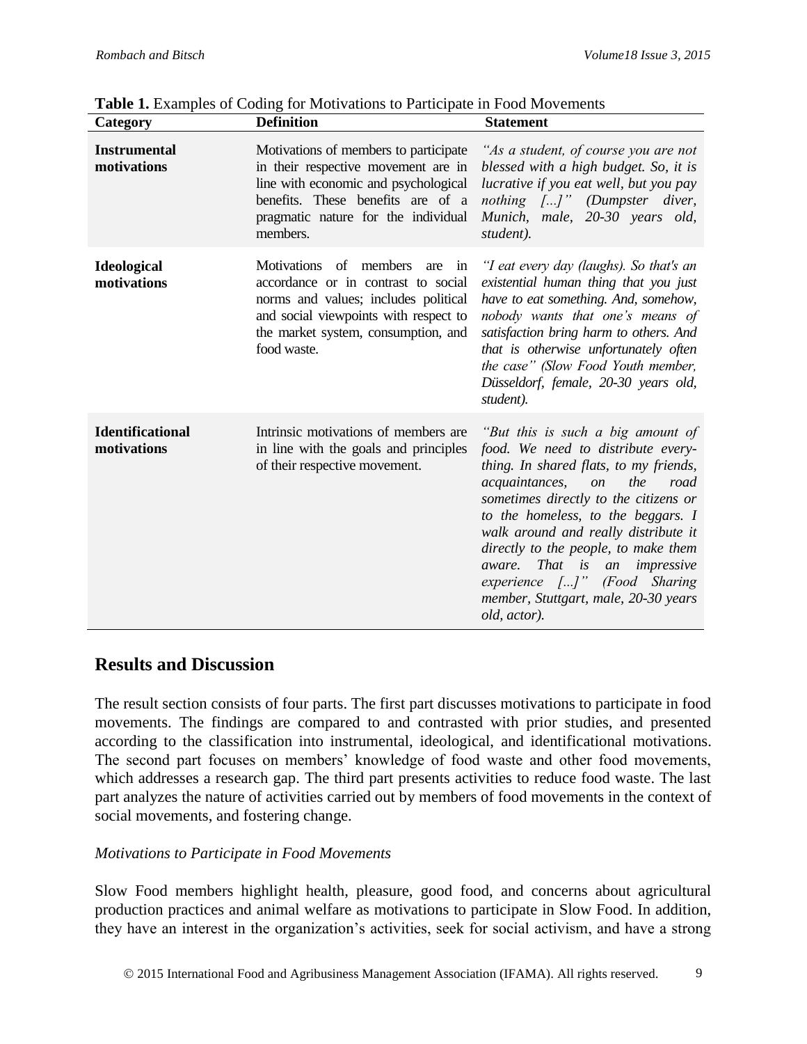**Table 1.** Examples of Coding for Motivations to Participate in Food Movements

| Category | Definition | Statement |
|---|---|---|
| **Instrumental motivations** | Motivations of members to participate in their respective movement are in line with economic and psychological benefits. These benefits are of a pragmatic nature for the individual members. | *"As a student, of course you are not blessed with a high budget. So, it is lucrative if you eat well, but you pay nothing [...]" (Dumpster diver, Munich, male, 20-30 years old, student).* |
| **Ideological motivations** | Motivations of members are in accordance or in contrast to social norms and values; includes political and social viewpoints with respect to the market system, consumption, and food waste. | *"I eat every day (laughs). So that's an existential human thing that you just have to eat something. And, somehow, nobody wants that one's means of satisfaction bring harm to others. And that is otherwise unfortunately often the case" (Slow Food Youth member, Düsseldorf, female, 20-30 years old, student).* |
| **Identificational motivations** | Intrinsic motivations of members are in line with the goals and principles of their respective movement. | *"But this is such a big amount of food. We need to distribute every-thing. In shared flats, to my friends, acquaintances, on the road sometimes directly to the citizens or to the homeless, to the beggars. I walk around and really distribute it directly to the people, to make them aware. That is an impressive experience [...]" (Food Sharing member, Stuttgart, male, 20-30 years old, actor).* |

## Results and Discussion

The result section consists of four parts. The first part discusses motivations to participate in food movements. The findings are compared to and contrasted with prior studies, and presented according to the classification into instrumental, ideological, and identificational motivations. The second part focuses on members' knowledge of food waste and other food movements, which addresses a research gap. The third part presents activities to reduce food waste. The last part analyzes the nature of activities carried out by members of food movements in the context of social movements, and fostering change.

### *Motivations to Participate in Food Movements*

Slow Food members highlight health, pleasure, good food, and concerns about agricultural production practices and animal welfare as motivations to participate in Slow Food. In addition, they have an interest in the organization's activities, seek for social activism, and have a strong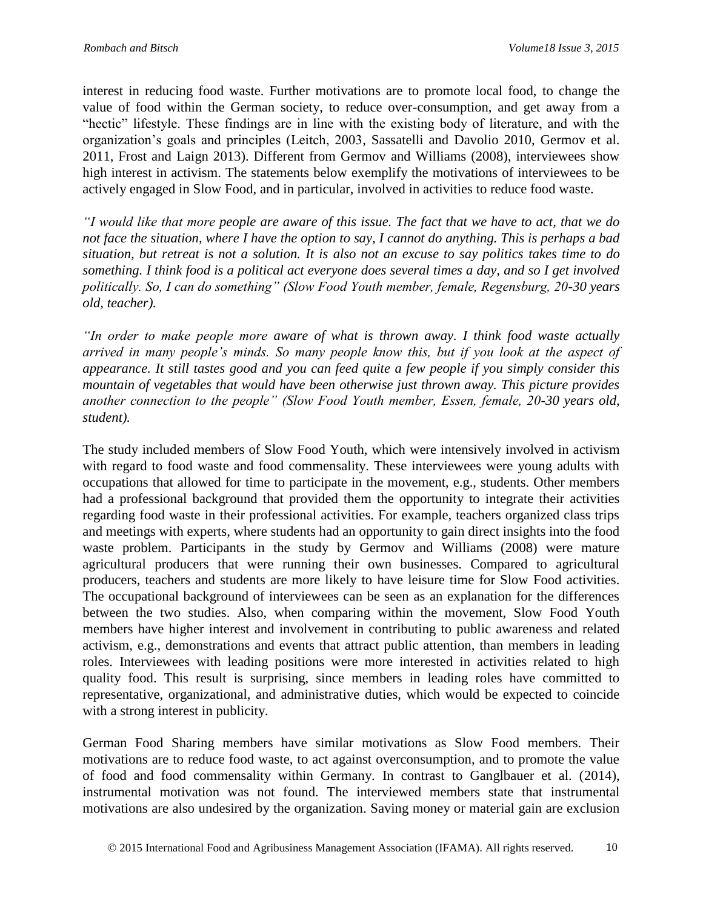interest in reducing food waste. Further motivations are to promote local food, to change the value of food within the German society, to reduce over-consumption, and get away from a "hectic" lifestyle. These findings are in line with the existing body of literature, and with the organization's goals and principles (Leitch, 2003, Sassatelli and Davolio 2010, Germov et al. 2011, Frost and Laign 2013). Different from Germov and Williams (2008), interviewees show high interest in activism. The statements below exemplify the motivations of interviewees to be actively engaged in Slow Food, and in particular, involved in activities to reduce food waste.

*"I would like that more people are aware of this issue. The fact that we have to act, that we do not face the situation, where I have the option to say, I cannot do anything. This is perhaps a bad situation, but retreat is not a solution. It is also not an excuse to say politics takes time to do something. I think food is a political act everyone does several times a day, and so I get involved politically. So, I can do something" (Slow Food Youth member, female, Regensburg, 20-30 years old, teacher).*

*"In order to make people more aware of what is thrown away. I think food waste actually arrived in many people's minds. So many people know this, but if you look at the aspect of appearance. It still tastes good and you can feed quite a few people if you simply consider this mountain of vegetables that would have been otherwise just thrown away. This picture provides another connection to the people" (Slow Food Youth member, Essen, female, 20-30 years old, student).*

The study included members of Slow Food Youth, which were intensively involved in activism with regard to food waste and food commensality. These interviewees were young adults with occupations that allowed for time to participate in the movement, e.g., students. Other members had a professional background that provided them the opportunity to integrate their activities regarding food waste in their professional activities. For example, teachers organized class trips and meetings with experts, where students had an opportunity to gain direct insights into the food waste problem. Participants in the study by Germov and Williams (2008) were mature agricultural producers that were running their own businesses. Compared to agricultural producers, teachers and students are more likely to have leisure time for Slow Food activities. The occupational background of interviewees can be seen as an explanation for the differences between the two studies. Also, when comparing within the movement, Slow Food Youth members have higher interest and involvement in contributing to public awareness and related activism, e.g., demonstrations and events that attract public attention, than members in leading roles. Interviewees with leading positions were more interested in activities related to high quality food. This result is surprising, since members in leading roles have committed to representative, organizational, and administrative duties, which would be expected to coincide with a strong interest in publicity.

German Food Sharing members have similar motivations as Slow Food members. Their motivations are to reduce food waste, to act against overconsumption, and to promote the value of food and food commensality within Germany. In contrast to Ganglbauer et al. (2014), instrumental motivation was not found. The interviewed members state that instrumental motivations are also undesired by the organization. Saving money or material gain are exclusion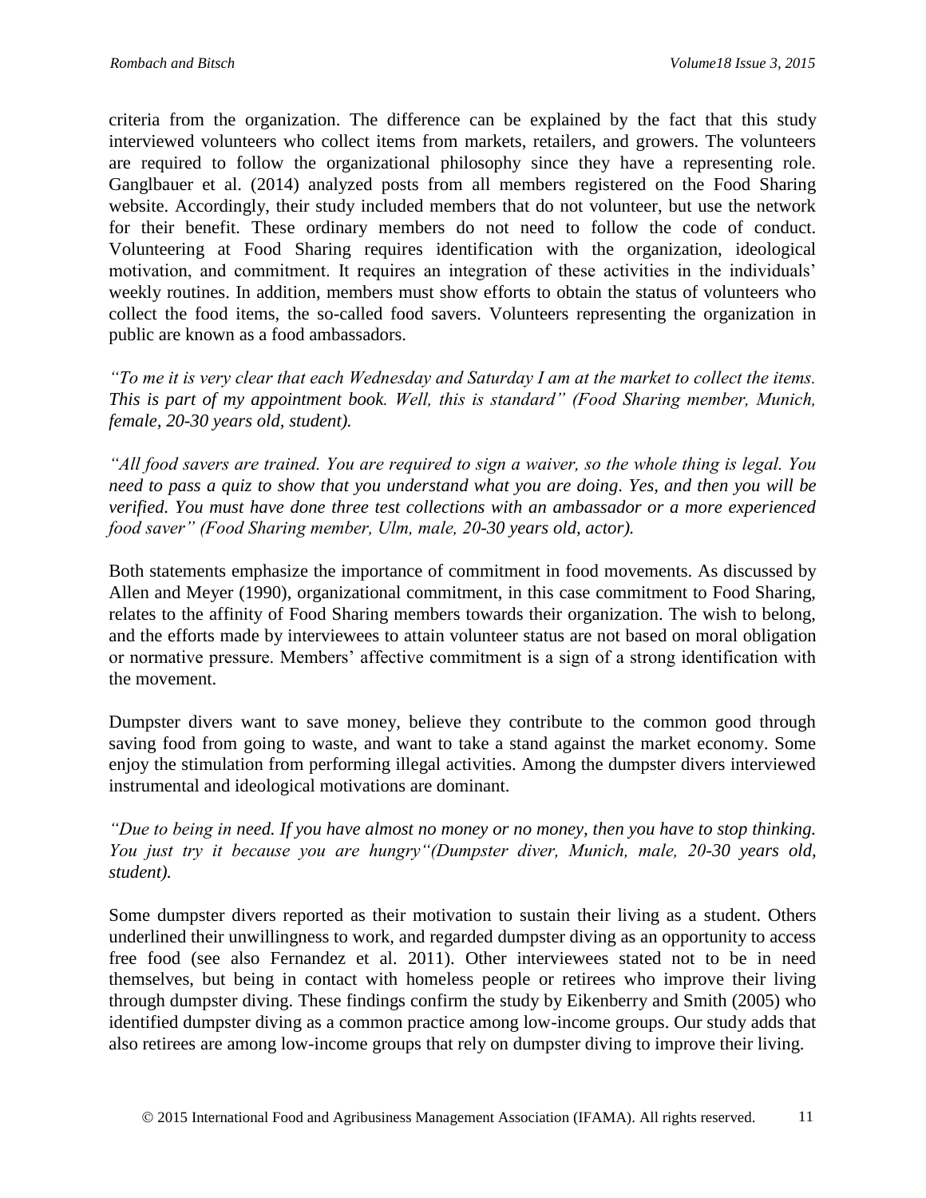criteria from the organization. The difference can be explained by the fact that this study interviewed volunteers who collect items from markets, retailers, and growers. The volunteers are required to follow the organizational philosophy since they have a representing role. Ganglbauer et al. (2014) analyzed posts from all members registered on the Food Sharing website. Accordingly, their study included members that do not volunteer, but use the network for their benefit. These ordinary members do not need to follow the code of conduct. Volunteering at Food Sharing requires identification with the organization, ideological motivation, and commitment. It requires an integration of these activities in the individuals' weekly routines. In addition, members must show efforts to obtain the status of volunteers who collect the food items, the so-called food savers. Volunteers representing the organization in public are known as a food ambassadors.

*"To me it is very clear that each Wednesday and Saturday I am at the market to collect the items. This is part of my appointment book. Well, this is standard" (Food Sharing member, Munich, female, 20-30 years old, student).*

*"All food savers are trained. You are required to sign a waiver, so the whole thing is legal. You need to pass a quiz to show that you understand what you are doing. Yes, and then you will be verified. You must have done three test collections with an ambassador or a more experienced food saver" (Food Sharing member, Ulm, male, 20-30 years old, actor).*

Both statements emphasize the importance of commitment in food movements. As discussed by Allen and Meyer (1990), organizational commitment, in this case commitment to Food Sharing, relates to the affinity of Food Sharing members towards their organization. The wish to belong, and the efforts made by interviewees to attain volunteer status are not based on moral obligation or normative pressure. Members' affective commitment is a sign of a strong identification with the movement.

Dumpster divers want to save money, believe they contribute to the common good through saving food from going to waste, and want to take a stand against the market economy. Some enjoy the stimulation from performing illegal activities. Among the dumpster divers interviewed instrumental and ideological motivations are dominant.

*"Due to being in need. If you have almost no money or no money, then you have to stop thinking. You just try it because you are hungry"(Dumpster diver, Munich, male, 20-30 years old, student).*

Some dumpster divers reported as their motivation to sustain their living as a student. Others underlined their unwillingness to work, and regarded dumpster diving as an opportunity to access free food (see also Fernandez et al. 2011). Other interviewees stated not to be in need themselves, but being in contact with homeless people or retirees who improve their living through dumpster diving. These findings confirm the study by Eikenberry and Smith (2005) who identified dumpster diving as a common practice among low-income groups. Our study adds that also retirees are among low-income groups that rely on dumpster diving to improve their living.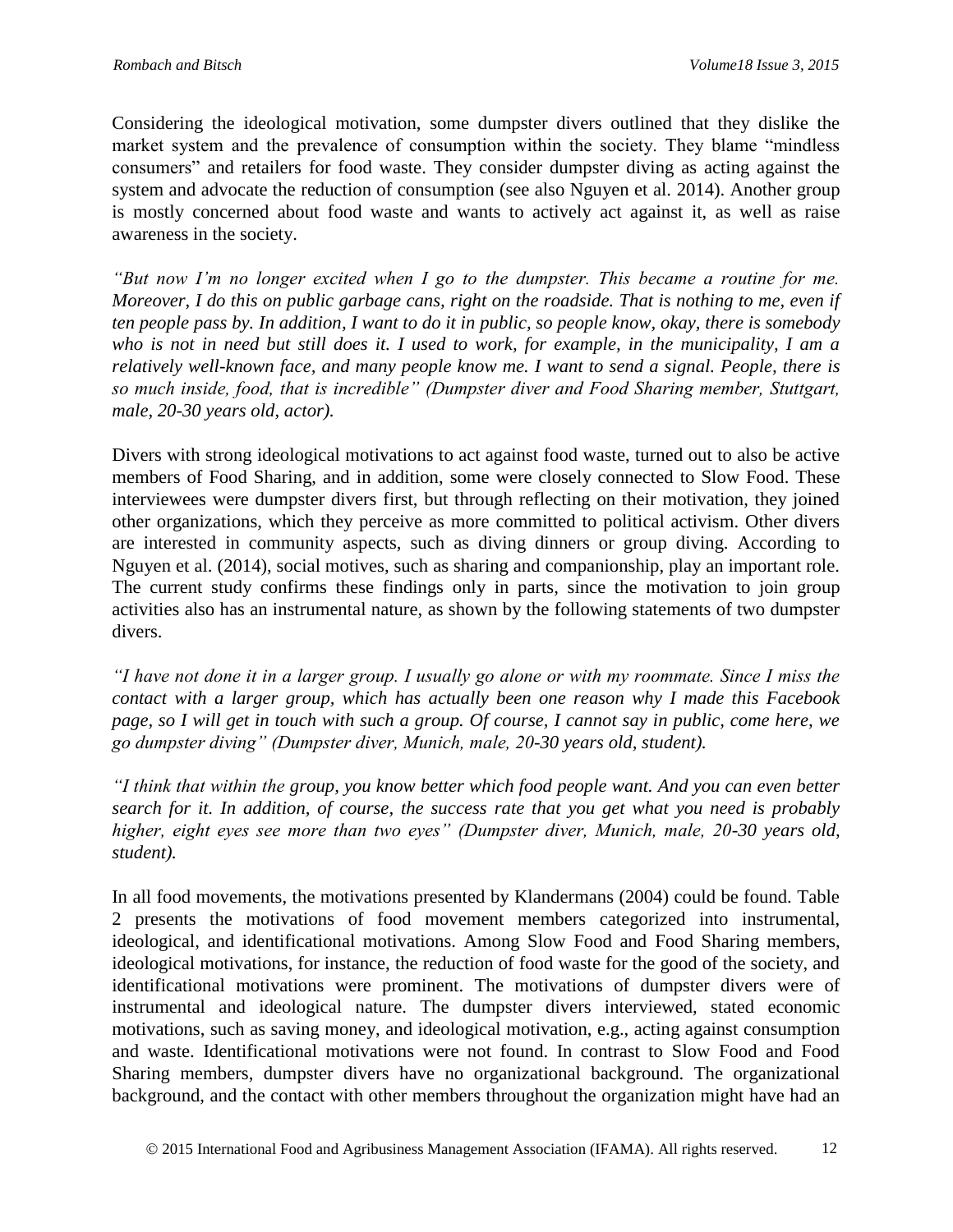Considering the ideological motivation, some dumpster divers outlined that they dislike the market system and the prevalence of consumption within the society. They blame "mindless consumers" and retailers for food waste. They consider dumpster diving as acting against the system and advocate the reduction of consumption (see also Nguyen et al. 2014). Another group is mostly concerned about food waste and wants to actively act against it, as well as raise awareness in the society.

*"But now I'm no longer excited when I go to the dumpster. This became a routine for me. Moreover, I do this on public garbage cans, right on the roadside. That is nothing to me, even if ten people pass by. In addition, I want to do it in public, so people know, okay, there is somebody who is not in need but still does it. I used to work, for example, in the municipality, I am a relatively well-known face, and many people know me. I want to send a signal. People, there is so much inside, food, that is incredible" (Dumpster diver and Food Sharing member, Stuttgart, male, 20-30 years old, actor).*

Divers with strong ideological motivations to act against food waste, turned out to also be active members of Food Sharing, and in addition, some were closely connected to Slow Food. These interviewees were dumpster divers first, but through reflecting on their motivation, they joined other organizations, which they perceive as more committed to political activism. Other divers are interested in community aspects, such as diving dinners or group diving. According to Nguyen et al. (2014), social motives, such as sharing and companionship, play an important role. The current study confirms these findings only in parts, since the motivation to join group activities also has an instrumental nature, as shown by the following statements of two dumpster divers.

*"I have not done it in a larger group. I usually go alone or with my roommate. Since I miss the contact with a larger group, which has actually been one reason why I made this Facebook page, so I will get in touch with such a group. Of course, I cannot say in public, come here, we go dumpster diving" (Dumpster diver, Munich, male, 20-30 years old, student).*

*"I think that within the group, you know better which food people want. And you can even better search for it. In addition, of course, the success rate that you get what you need is probably higher, eight eyes see more than two eyes" (Dumpster diver, Munich, male, 20-30 years old, student).*

In all food movements, the motivations presented by Klandermans (2004) could be found. Table 2 presents the motivations of food movement members categorized into instrumental, ideological, and identificational motivations. Among Slow Food and Food Sharing members, ideological motivations, for instance, the reduction of food waste for the good of the society, and identificational motivations were prominent. The motivations of dumpster divers were of instrumental and ideological nature. The dumpster divers interviewed, stated economic motivations, such as saving money, and ideological motivation, e.g., acting against consumption and waste. Identificational motivations were not found. In contrast to Slow Food and Food Sharing members, dumpster divers have no organizational background. The organizational background, and the contact with other members throughout the organization might have had an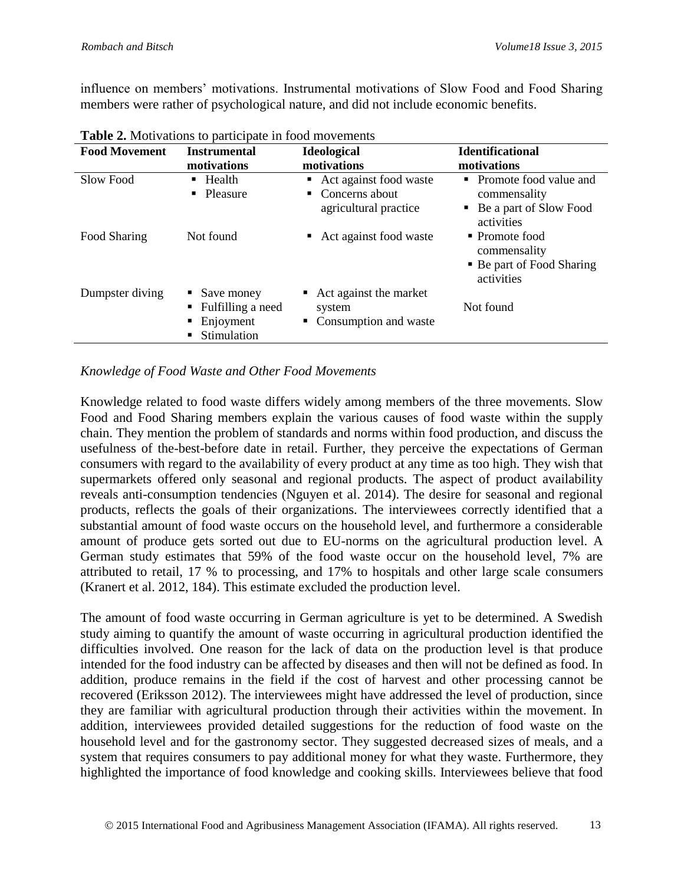influence on members' motivations. Instrumental motivations of Slow Food and Food Sharing members were rather of psychological nature, and did not include economic benefits.

**Table 2.** Motivations to participate in food movements

| Food Movement | Instrumental motivations | Ideological motivations | Identificational motivations |
|---|---|---|---|
| Slow Food | ▪ Health<br>▪ Pleasure | ▪ Act against food waste<br>▪ Concerns about agricultural practice | ▪ Promote food value and commensality<br>▪ Be a part of Slow Food activities |
| Food Sharing | Not found | ▪ Act against food waste | ▪ Promote food commensality<br>▪ Be part of Food Sharing activities |
| Dumpster diving | ▪ Save money<br>▪ Fulfilling a need<br>▪ Enjoyment<br>▪ Stimulation | ▪ Act against the market system<br>▪ Consumption and waste | Not found |

*Knowledge of Food Waste and Other Food Movements*

Knowledge related to food waste differs widely among members of the three movements. Slow Food and Food Sharing members explain the various causes of food waste within the supply chain. They mention the problem of standards and norms within food production, and discuss the usefulness of the-best-before date in retail. Further, they perceive the expectations of German consumers with regard to the availability of every product at any time as too high. They wish that supermarkets offered only seasonal and regional products. The aspect of product availability reveals anti-consumption tendencies (Nguyen et al. 2014). The desire for seasonal and regional products, reflects the goals of their organizations. The interviewees correctly identified that a substantial amount of food waste occurs on the household level, and furthermore a considerable amount of produce gets sorted out due to EU-norms on the agricultural production level. A German study estimates that 59% of the food waste occur on the household level, 7% are attributed to retail, 17 % to processing, and 17% to hospitals and other large scale consumers (Kranert et al. 2012, 184). This estimate excluded the production level.

The amount of food waste occurring in German agriculture is yet to be determined. A Swedish study aiming to quantify the amount of waste occurring in agricultural production identified the difficulties involved. One reason for the lack of data on the production level is that produce intended for the food industry can be affected by diseases and then will not be defined as food. In addition, produce remains in the field if the cost of harvest and other processing cannot be recovered (Eriksson 2012). The interviewees might have addressed the level of production, since they are familiar with agricultural production through their activities within the movement. In addition, interviewees provided detailed suggestions for the reduction of food waste on the household level and for the gastronomy sector. They suggested decreased sizes of meals, and a system that requires consumers to pay additional money for what they waste. Furthermore, they highlighted the importance of food knowledge and cooking skills. Interviewees believe that food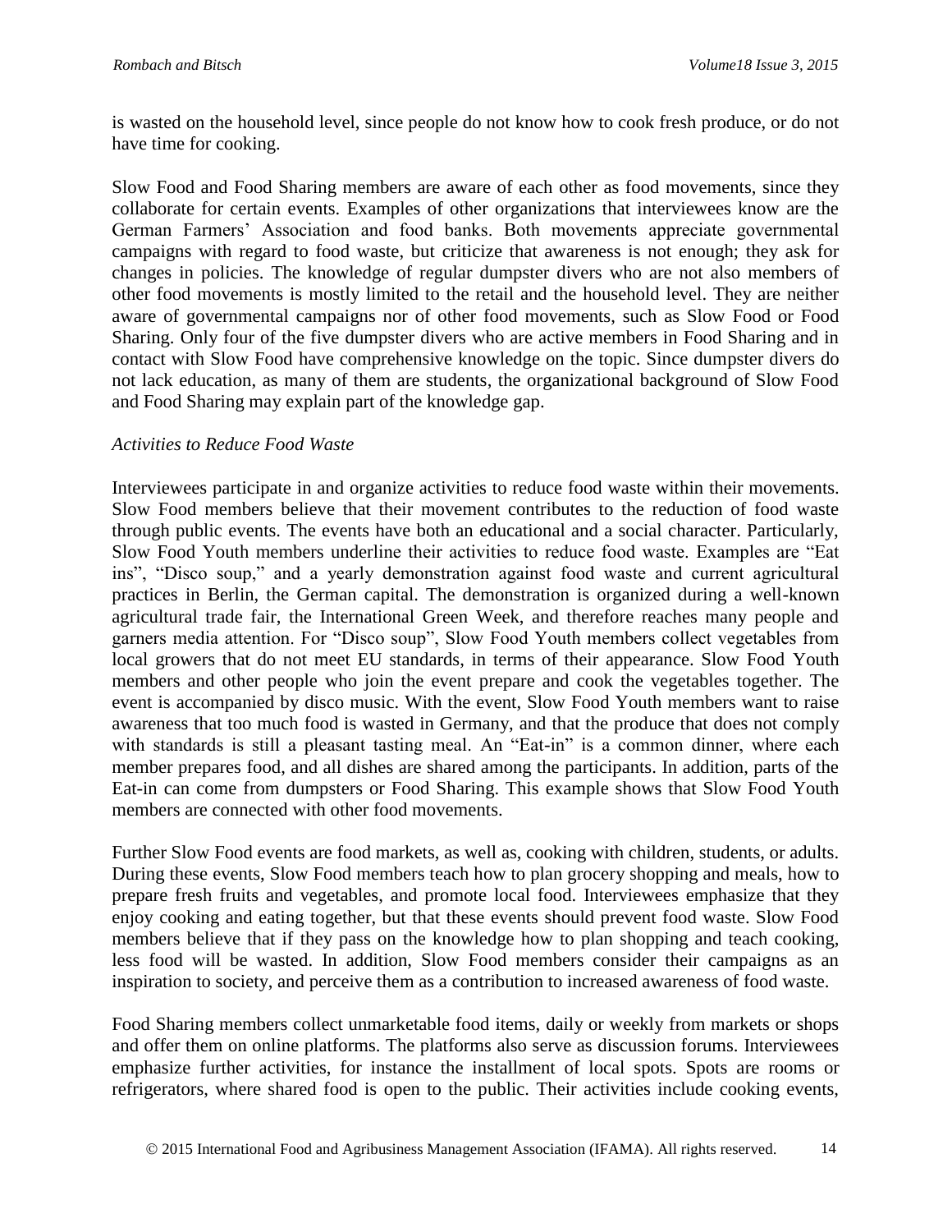is wasted on the household level, since people do not know how to cook fresh produce, or do not have time for cooking.

Slow Food and Food Sharing members are aware of each other as food movements, since they collaborate for certain events. Examples of other organizations that interviewees know are the German Farmers' Association and food banks. Both movements appreciate governmental campaigns with regard to food waste, but criticize that awareness is not enough; they ask for changes in policies. The knowledge of regular dumpster divers who are not also members of other food movements is mostly limited to the retail and the household level. They are neither aware of governmental campaigns nor of other food movements, such as Slow Food or Food Sharing. Only four of the five dumpster divers who are active members in Food Sharing and in contact with Slow Food have comprehensive knowledge on the topic. Since dumpster divers do not lack education, as many of them are students, the organizational background of Slow Food and Food Sharing may explain part of the knowledge gap.

*Activities to Reduce Food Waste*

Interviewees participate in and organize activities to reduce food waste within their movements. Slow Food members believe that their movement contributes to the reduction of food waste through public events. The events have both an educational and a social character. Particularly, Slow Food Youth members underline their activities to reduce food waste. Examples are "Eat ins", "Disco soup," and a yearly demonstration against food waste and current agricultural practices in Berlin, the German capital. The demonstration is organized during a well-known agricultural trade fair, the International Green Week, and therefore reaches many people and garners media attention. For "Disco soup", Slow Food Youth members collect vegetables from local growers that do not meet EU standards, in terms of their appearance. Slow Food Youth members and other people who join the event prepare and cook the vegetables together. The event is accompanied by disco music. With the event, Slow Food Youth members want to raise awareness that too much food is wasted in Germany, and that the produce that does not comply with standards is still a pleasant tasting meal. An "Eat-in" is a common dinner, where each member prepares food, and all dishes are shared among the participants. In addition, parts of the Eat-in can come from dumpsters or Food Sharing. This example shows that Slow Food Youth members are connected with other food movements.

Further Slow Food events are food markets, as well as, cooking with children, students, or adults. During these events, Slow Food members teach how to plan grocery shopping and meals, how to prepare fresh fruits and vegetables, and promote local food. Interviewees emphasize that they enjoy cooking and eating together, but that these events should prevent food waste. Slow Food members believe that if they pass on the knowledge how to plan shopping and teach cooking, less food will be wasted. In addition, Slow Food members consider their campaigns as an inspiration to society, and perceive them as a contribution to increased awareness of food waste.

Food Sharing members collect unmarketable food items, daily or weekly from markets or shops and offer them on online platforms. The platforms also serve as discussion forums. Interviewees emphasize further activities, for instance the installment of local spots. Spots are rooms or refrigerators, where shared food is open to the public. Their activities include cooking events,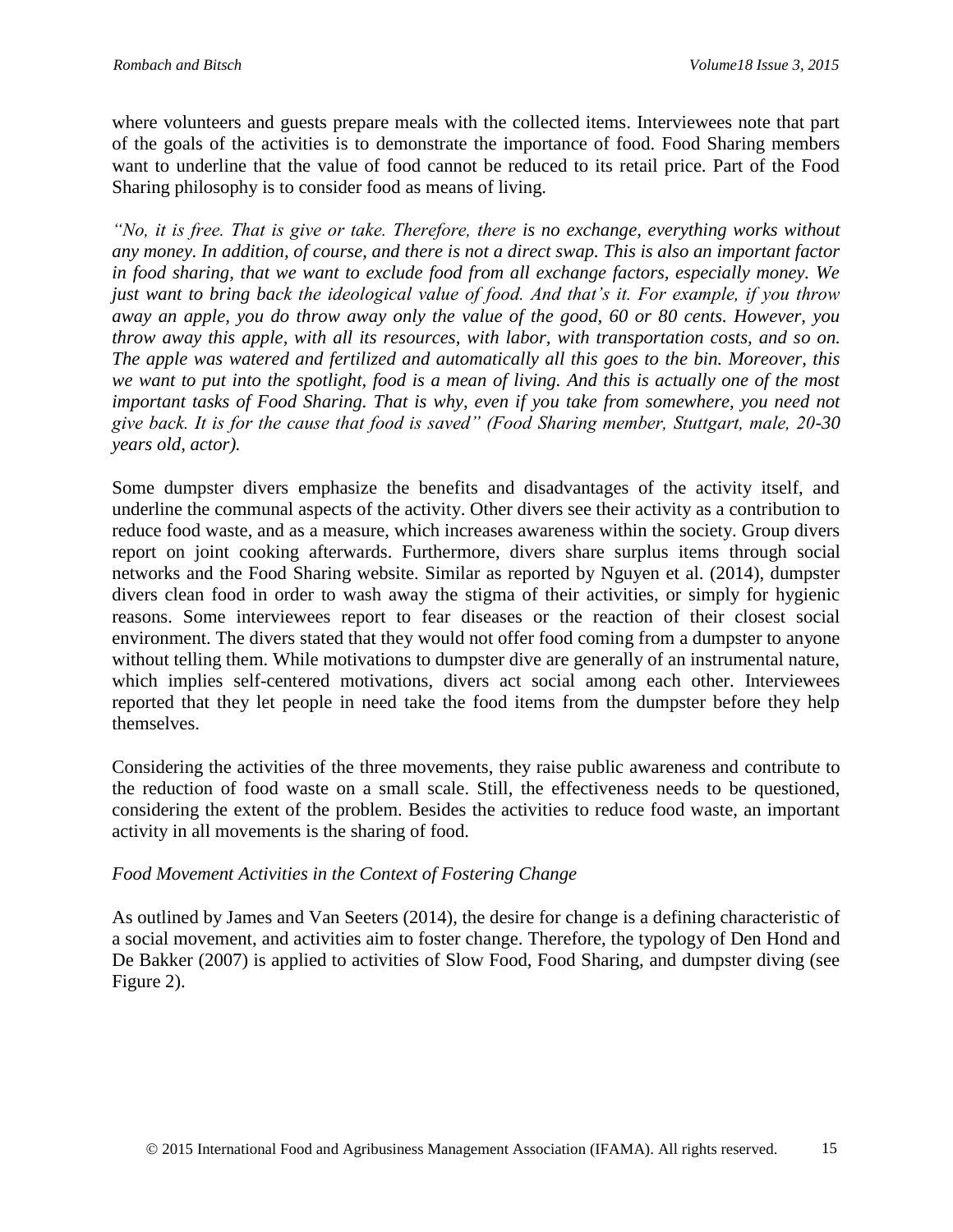where volunteers and guests prepare meals with the collected items. Interviewees note that part of the goals of the activities is to demonstrate the importance of food. Food Sharing members want to underline that the value of food cannot be reduced to its retail price. Part of the Food Sharing philosophy is to consider food as means of living.

*"No, it is free. That is give or take. Therefore, there is no exchange, everything works without any money. In addition, of course, and there is not a direct swap. This is also an important factor in food sharing, that we want to exclude food from all exchange factors, especially money. We just want to bring back the ideological value of food. And that's it. For example, if you throw away an apple, you do throw away only the value of the good, 60 or 80 cents. However, you throw away this apple, with all its resources, with labor, with transportation costs, and so on. The apple was watered and fertilized and automatically all this goes to the bin. Moreover, this we want to put into the spotlight, food is a mean of living. And this is actually one of the most important tasks of Food Sharing. That is why, even if you take from somewhere, you need not give back. It is for the cause that food is saved" (Food Sharing member, Stuttgart, male, 20-30 years old, actor).*

Some dumpster divers emphasize the benefits and disadvantages of the activity itself, and underline the communal aspects of the activity. Other divers see their activity as a contribution to reduce food waste, and as a measure, which increases awareness within the society. Group divers report on joint cooking afterwards. Furthermore, divers share surplus items through social networks and the Food Sharing website. Similar as reported by Nguyen et al. (2014), dumpster divers clean food in order to wash away the stigma of their activities, or simply for hygienic reasons. Some interviewees report to fear diseases or the reaction of their closest social environment. The divers stated that they would not offer food coming from a dumpster to anyone without telling them. While motivations to dumpster dive are generally of an instrumental nature, which implies self-centered motivations, divers act social among each other. Interviewees reported that they let people in need take the food items from the dumpster before they help themselves.

Considering the activities of the three movements, they raise public awareness and contribute to the reduction of food waste on a small scale. Still, the effectiveness needs to be questioned, considering the extent of the problem. Besides the activities to reduce food waste, an important activity in all movements is the sharing of food.

*Food Movement Activities in the Context of Fostering Change*

As outlined by James and Van Seeters (2014), the desire for change is a defining characteristic of a social movement, and activities aim to foster change. Therefore, the typology of Den Hond and De Bakker (2007) is applied to activities of Slow Food, Food Sharing, and dumpster diving (see Figure 2).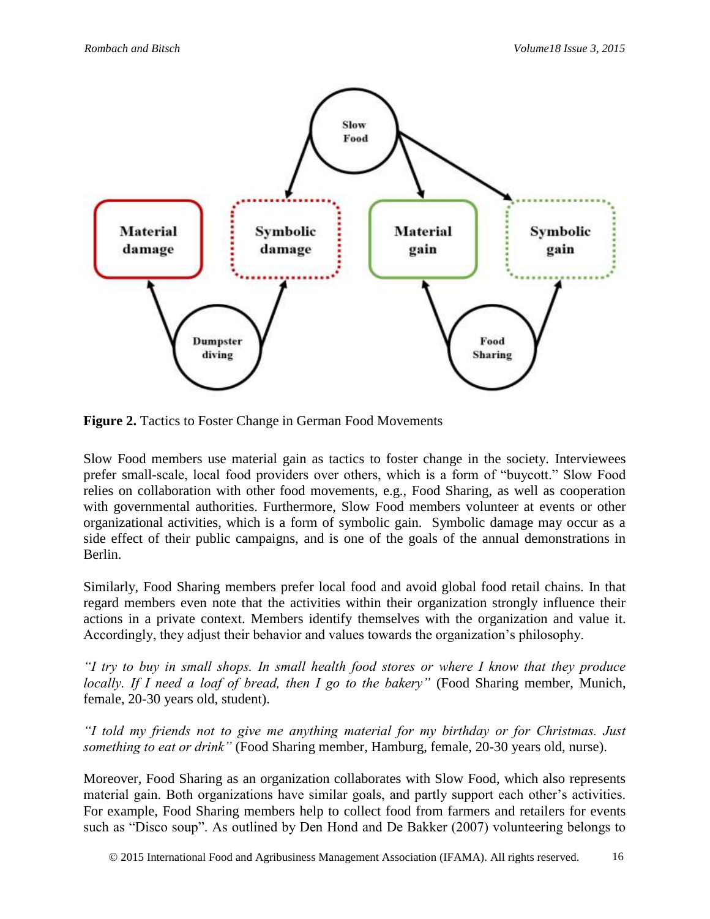**Figure 2.** Tactics to Foster Change in German Food Movements

Slow Food members use material gain as tactics to foster change in the society. Interviewees prefer small-scale, local food providers over others, which is a form of "buycott." Slow Food relies on collaboration with other food movements, e.g., Food Sharing, as well as cooperation with governmental authorities. Furthermore, Slow Food members volunteer at events or other organizational activities, which is a form of symbolic gain. Symbolic damage may occur as a side effect of their public campaigns, and is one of the goals of the annual demonstrations in Berlin.

Similarly, Food Sharing members prefer local food and avoid global food retail chains. In that regard members even note that the activities within their organization strongly influence their actions in a private context. Members identify themselves with the organization and value it. Accordingly, they adjust their behavior and values towards the organization's philosophy.

*"I try to buy in small shops. In small health food stores or where I know that they produce locally. If I need a loaf of bread, then I go to the bakery"* (Food Sharing member, Munich, female, 20-30 years old, student).

*"I told my friends not to give me anything material for my birthday or for Christmas. Just something to eat or drink"* (Food Sharing member, Hamburg, female, 20-30 years old, nurse).

Moreover, Food Sharing as an organization collaborates with Slow Food, which also represents material gain. Both organizations have similar goals, and partly support each other's activities. For example, Food Sharing members help to collect food from farmers and retailers for events such as "Disco soup". As outlined by Den Hond and De Bakker (2007) volunteering belongs to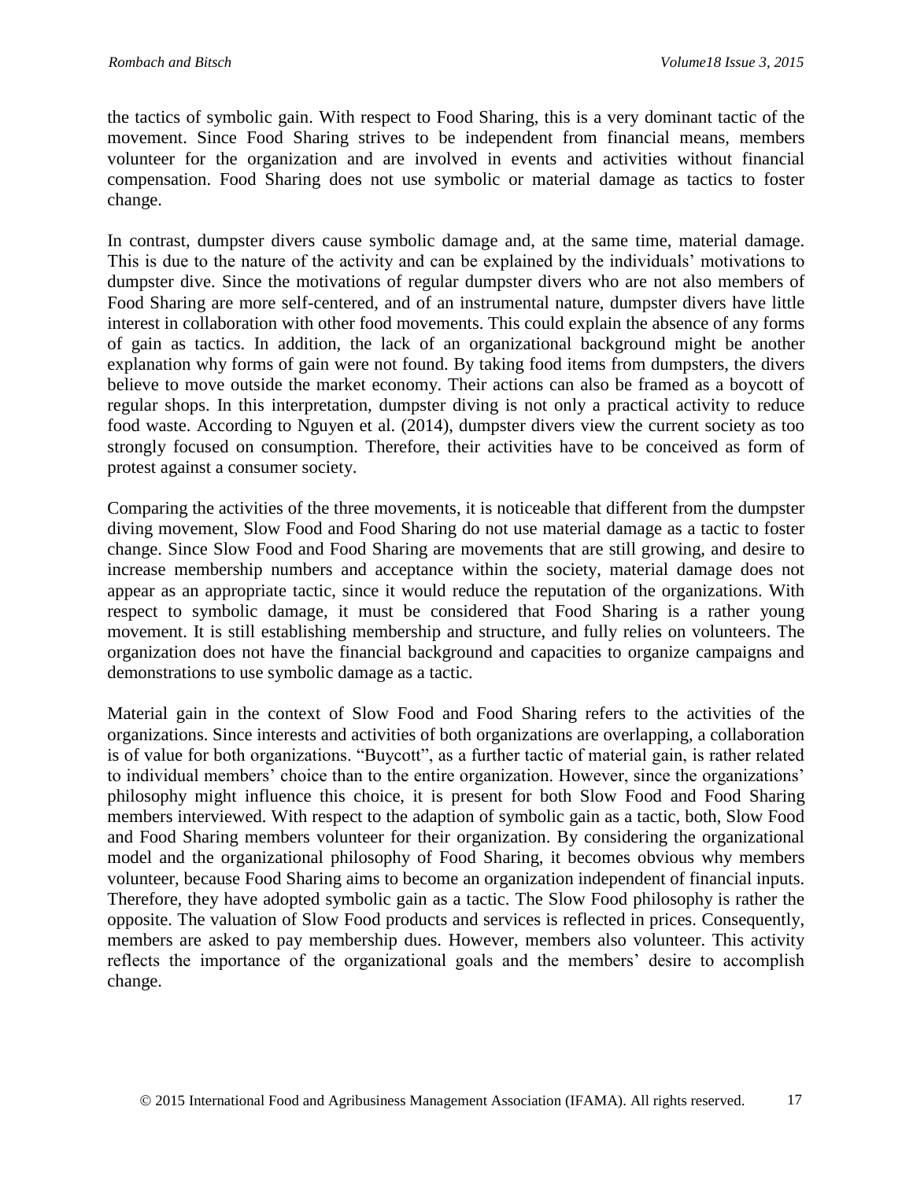the tactics of symbolic gain. With respect to Food Sharing, this is a very dominant tactic of the movement. Since Food Sharing strives to be independent from financial means, members volunteer for the organization and are involved in events and activities without financial compensation. Food Sharing does not use symbolic or material damage as tactics to foster change.

In contrast, dumpster divers cause symbolic damage and, at the same time, material damage. This is due to the nature of the activity and can be explained by the individuals' motivations to dumpster dive. Since the motivations of regular dumpster divers who are not also members of Food Sharing are more self-centered, and of an instrumental nature, dumpster divers have little interest in collaboration with other food movements. This could explain the absence of any forms of gain as tactics. In addition, the lack of an organizational background might be another explanation why forms of gain were not found. By taking food items from dumpsters, the divers believe to move outside the market economy. Their actions can also be framed as a boycott of regular shops. In this interpretation, dumpster diving is not only a practical activity to reduce food waste. According to Nguyen et al. (2014), dumpster divers view the current society as too strongly focused on consumption. Therefore, their activities have to be conceived as form of protest against a consumer society.

Comparing the activities of the three movements, it is noticeable that different from the dumpster diving movement, Slow Food and Food Sharing do not use material damage as a tactic to foster change. Since Slow Food and Food Sharing are movements that are still growing, and desire to increase membership numbers and acceptance within the society, material damage does not appear as an appropriate tactic, since it would reduce the reputation of the organizations. With respect to symbolic damage, it must be considered that Food Sharing is a rather young movement. It is still establishing membership and structure, and fully relies on volunteers. The organization does not have the financial background and capacities to organize campaigns and demonstrations to use symbolic damage as a tactic.

Material gain in the context of Slow Food and Food Sharing refers to the activities of the organizations. Since interests and activities of both organizations are overlapping, a collaboration is of value for both organizations. "Buycott", as a further tactic of material gain, is rather related to individual members' choice than to the entire organization. However, since the organizations' philosophy might influence this choice, it is present for both Slow Food and Food Sharing members interviewed. With respect to the adaption of symbolic gain as a tactic, both, Slow Food and Food Sharing members volunteer for their organization. By considering the organizational model and the organizational philosophy of Food Sharing, it becomes obvious why members volunteer, because Food Sharing aims to become an organization independent of financial inputs. Therefore, they have adopted symbolic gain as a tactic. The Slow Food philosophy is rather the opposite. The valuation of Slow Food products and services is reflected in prices. Consequently, members are asked to pay membership dues. However, members also volunteer. This activity reflects the importance of the organizational goals and the members' desire to accomplish change.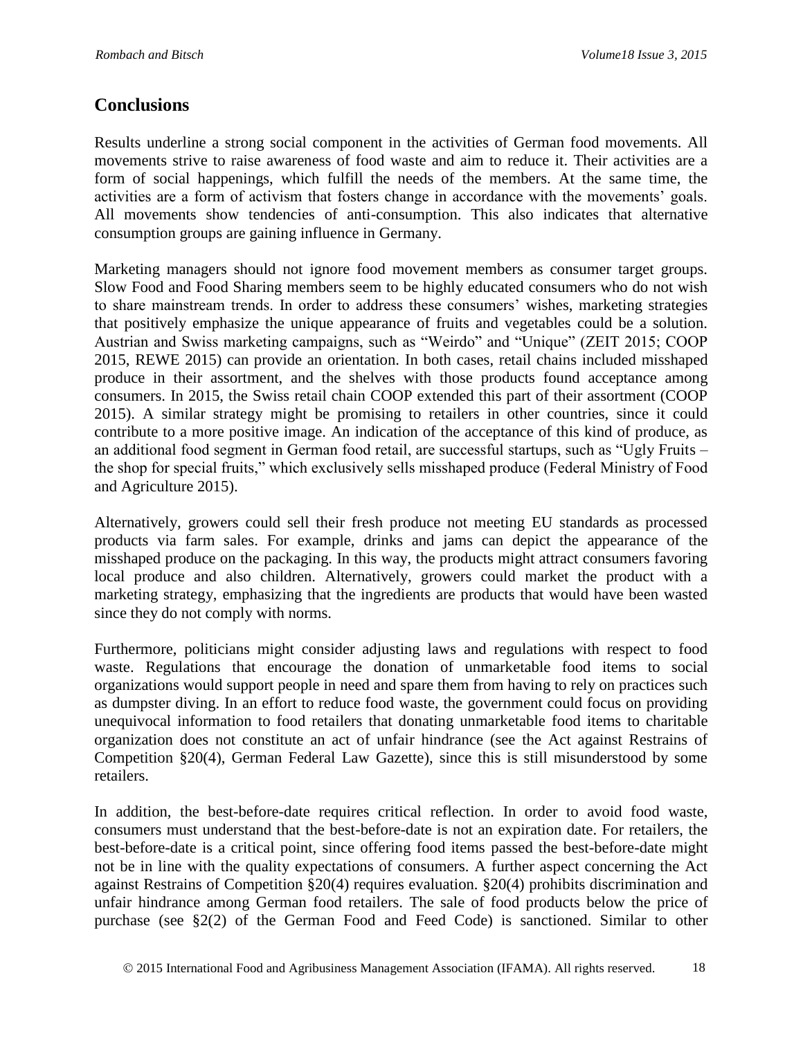## Conclusions

Results underline a strong social component in the activities of German food movements. All movements strive to raise awareness of food waste and aim to reduce it. Their activities are a form of social happenings, which fulfill the needs of the members. At the same time, the activities are a form of activism that fosters change in accordance with the movements' goals. All movements show tendencies of anti-consumption. This also indicates that alternative consumption groups are gaining influence in Germany.

Marketing managers should not ignore food movement members as consumer target groups. Slow Food and Food Sharing members seem to be highly educated consumers who do not wish to share mainstream trends. In order to address these consumers' wishes, marketing strategies that positively emphasize the unique appearance of fruits and vegetables could be a solution. Austrian and Swiss marketing campaigns, such as "Weirdo" and "Unique" (ZEIT 2015; COOP 2015, REWE 2015) can provide an orientation. In both cases, retail chains included misshaped produce in their assortment, and the shelves with those products found acceptance among consumers. In 2015, the Swiss retail chain COOP extended this part of their assortment (COOP 2015). A similar strategy might be promising to retailers in other countries, since it could contribute to a more positive image. An indication of the acceptance of this kind of produce, as an additional food segment in German food retail, are successful startups, such as "Ugly Fruits – the shop for special fruits," which exclusively sells misshaped produce (Federal Ministry of Food and Agriculture 2015).

Alternatively, growers could sell their fresh produce not meeting EU standards as processed products via farm sales. For example, drinks and jams can depict the appearance of the misshaped produce on the packaging. In this way, the products might attract consumers favoring local produce and also children. Alternatively, growers could market the product with a marketing strategy, emphasizing that the ingredients are products that would have been wasted since they do not comply with norms.

Furthermore, politicians might consider adjusting laws and regulations with respect to food waste. Regulations that encourage the donation of unmarketable food items to social organizations would support people in need and spare them from having to rely on practices such as dumpster diving. In an effort to reduce food waste, the government could focus on providing unequivocal information to food retailers that donating unmarketable food items to charitable organization does not constitute an act of unfair hindrance (see the Act against Restrains of Competition §20(4), German Federal Law Gazette), since this is still misunderstood by some retailers.

In addition, the best-before-date requires critical reflection. In order to avoid food waste, consumers must understand that the best-before-date is not an expiration date. For retailers, the best-before-date is a critical point, since offering food items passed the best-before-date might not be in line with the quality expectations of consumers. A further aspect concerning the Act against Restrains of Competition §20(4) requires evaluation. §20(4) prohibits discrimination and unfair hindrance among German food retailers. The sale of food products below the price of purchase (see §2(2) of the German Food and Feed Code) is sanctioned. Similar to other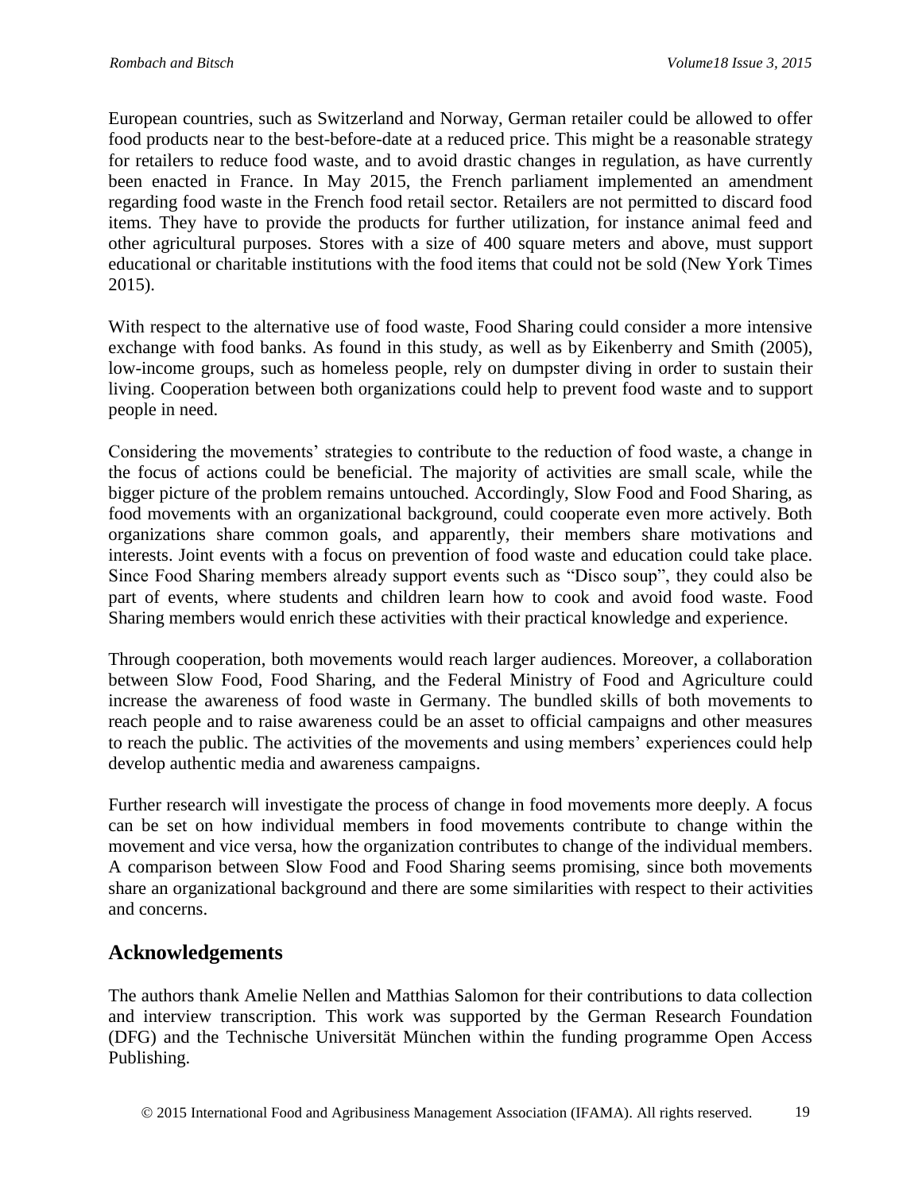European countries, such as Switzerland and Norway, German retailer could be allowed to offer food products near to the best-before-date at a reduced price. This might be a reasonable strategy for retailers to reduce food waste, and to avoid drastic changes in regulation, as have currently been enacted in France. In May 2015, the French parliament implemented an amendment regarding food waste in the French food retail sector. Retailers are not permitted to discard food items. They have to provide the products for further utilization, for instance animal feed and other agricultural purposes. Stores with a size of 400 square meters and above, must support educational or charitable institutions with the food items that could not be sold (New York Times 2015).

With respect to the alternative use of food waste, Food Sharing could consider a more intensive exchange with food banks. As found in this study, as well as by Eikenberry and Smith (2005), low-income groups, such as homeless people, rely on dumpster diving in order to sustain their living. Cooperation between both organizations could help to prevent food waste and to support people in need.

Considering the movements' strategies to contribute to the reduction of food waste, a change in the focus of actions could be beneficial. The majority of activities are small scale, while the bigger picture of the problem remains untouched. Accordingly, Slow Food and Food Sharing, as food movements with an organizational background, could cooperate even more actively. Both organizations share common goals, and apparently, their members share motivations and interests. Joint events with a focus on prevention of food waste and education could take place. Since Food Sharing members already support events such as "Disco soup", they could also be part of events, where students and children learn how to cook and avoid food waste. Food Sharing members would enrich these activities with their practical knowledge and experience.

Through cooperation, both movements would reach larger audiences. Moreover, a collaboration between Slow Food, Food Sharing, and the Federal Ministry of Food and Agriculture could increase the awareness of food waste in Germany. The bundled skills of both movements to reach people and to raise awareness could be an asset to official campaigns and other measures to reach the public. The activities of the movements and using members' experiences could help develop authentic media and awareness campaigns.

Further research will investigate the process of change in food movements more deeply. A focus can be set on how individual members in food movements contribute to change within the movement and vice versa, how the organization contributes to change of the individual members. A comparison between Slow Food and Food Sharing seems promising, since both movements share an organizational background and there are some similarities with respect to their activities and concerns.

## Acknowledgements

The authors thank Amelie Nellen and Matthias Salomon for their contributions to data collection and interview transcription. This work was supported by the German Research Foundation (DFG) and the Technische Universität München within the funding programme Open Access Publishing.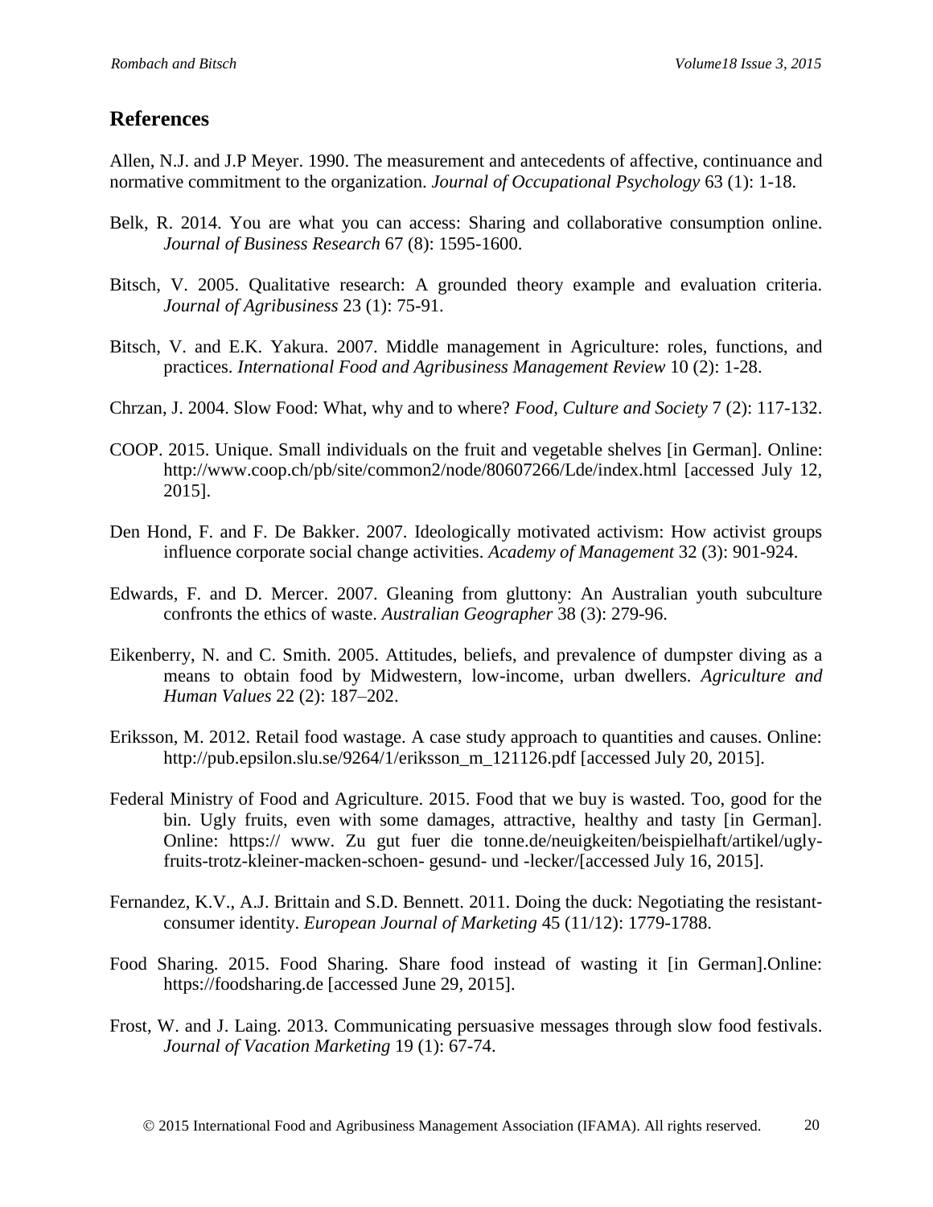## References

Allen, N.J. and J.P Meyer. 1990. The measurement and antecedents of affective, continuance and normative commitment to the organization. *Journal of Occupational Psychology* 63 (1): 1-18.

Belk, R. 2014. You are what you can access: Sharing and collaborative consumption online. *Journal of Business Research* 67 (8): 1595-1600.

Bitsch, V. 2005. Qualitative research: A grounded theory example and evaluation criteria. *Journal of Agribusiness* 23 (1): 75-91.

Bitsch, V. and E.K. Yakura. 2007. Middle management in Agriculture: roles, functions, and practices. *International Food and Agribusiness Management Review* 10 (2): 1-28.

Chrzan, J. 2004. Slow Food: What, why and to where? *Food, Culture and Society* 7 (2): 117-132.

COOP. 2015. Unique. Small individuals on the fruit and vegetable shelves [in German]. Online: http://www.coop.ch/pb/site/common2/node/80607266/Lde/index.html [accessed July 12, 2015].

Den Hond, F. and F. De Bakker. 2007. Ideologically motivated activism: How activist groups influence corporate social change activities. *Academy of Management* 32 (3): 901-924.

Edwards, F. and D. Mercer. 2007. Gleaning from gluttony: An Australian youth subculture confronts the ethics of waste. *Australian Geographer* 38 (3): 279-96.

Eikenberry, N. and C. Smith. 2005. Attitudes, beliefs, and prevalence of dumpster diving as a means to obtain food by Midwestern, low-income, urban dwellers. *Agriculture and Human Values* 22 (2): 187–202.

Eriksson, M. 2012. Retail food wastage. A case study approach to quantities and causes. Online: http://pub.epsilon.slu.se/9264/1/eriksson_m_121126.pdf [accessed July 20, 2015].

Federal Ministry of Food and Agriculture. 2015. Food that we buy is wasted. Too, good for the bin. Ugly fruits, even with some damages, attractive, healthy and tasty [in German]. Online: https:// www. Zu gut fuer die tonne.de/neuigkeiten/beispielhaft/artikel/ugly-fruits-trotz-kleiner-macken-schoen- gesund- und -lecker/[accessed July 16, 2015].

Fernandez, K.V., A.J. Brittain and S.D. Bennett. 2011. Doing the duck: Negotiating the resistant-consumer identity. *European Journal of Marketing* 45 (11/12): 1779-1788.

Food Sharing. 2015. Food Sharing. Share food instead of wasting it [in German].Online: https://foodsharing.de [accessed June 29, 2015].

Frost, W. and J. Laing. 2013. Communicating persuasive messages through slow food festivals. *Journal of Vacation Marketing* 19 (1): 67-74.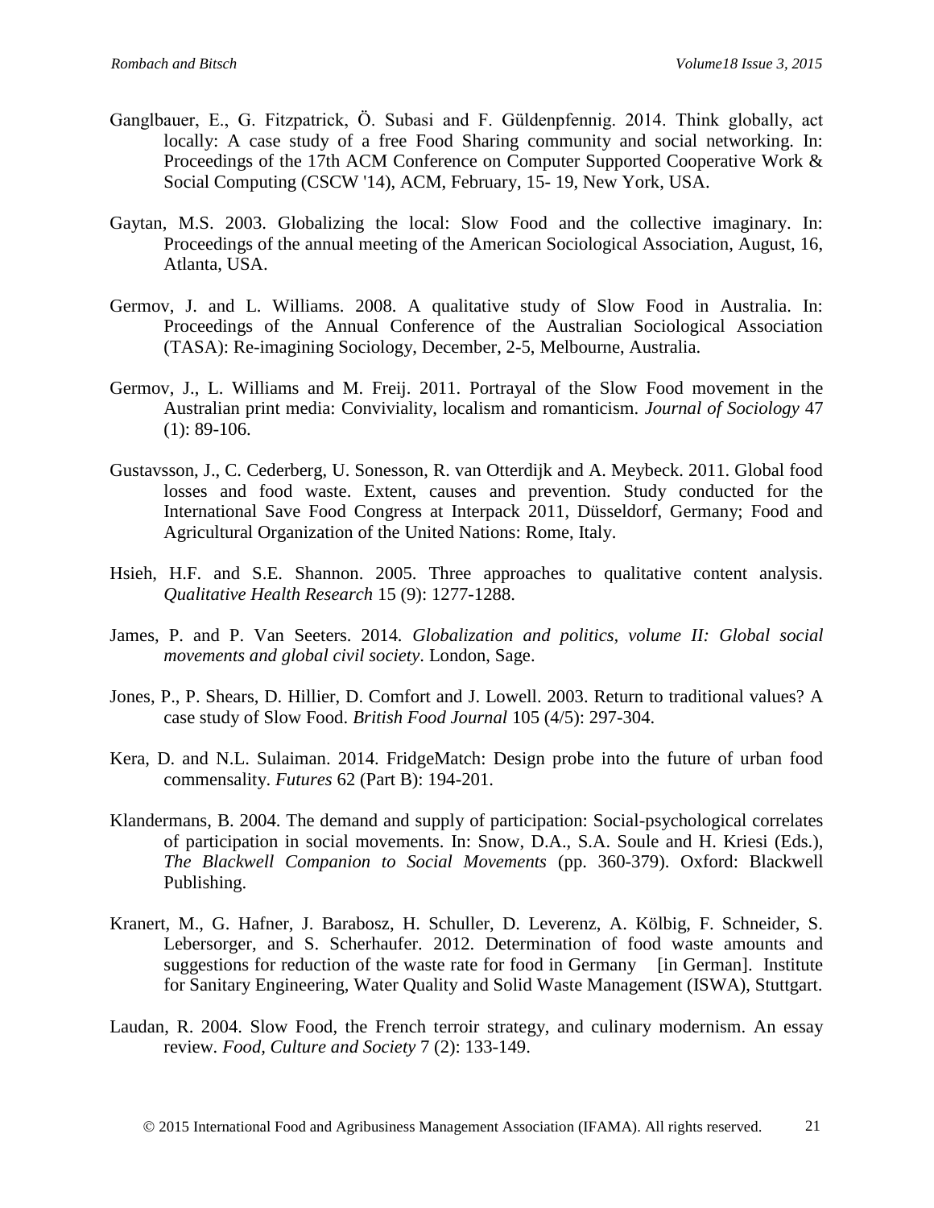Ganglbauer, E., G. Fitzpatrick, Ö. Subasi and F. Güldenpfennig. 2014. Think globally, act locally: A case study of a free Food Sharing community and social networking. In: Proceedings of the 17th ACM Conference on Computer Supported Cooperative Work & Social Computing (CSCW '14), ACM, February, 15- 19, New York, USA.

Gaytan, M.S. 2003. Globalizing the local: Slow Food and the collective imaginary. In: Proceedings of the annual meeting of the American Sociological Association, August, 16, Atlanta, USA.

Germov, J. and L. Williams. 2008. A qualitative study of Slow Food in Australia. In: Proceedings of the Annual Conference of the Australian Sociological Association (TASA): Re-imagining Sociology, December, 2-5, Melbourne, Australia.

Germov, J., L. Williams and M. Freij. 2011. Portrayal of the Slow Food movement in the Australian print media: Conviviality, localism and romanticism. *Journal of Sociology* 47 (1): 89-106.

Gustavsson, J., C. Cederberg, U. Sonesson, R. van Otterdijk and A. Meybeck. 2011. Global food losses and food waste. Extent, causes and prevention. Study conducted for the International Save Food Congress at Interpack 2011, Düsseldorf, Germany; Food and Agricultural Organization of the United Nations: Rome, Italy.

Hsieh, H.F. and S.E. Shannon. 2005. Three approaches to qualitative content analysis. *Qualitative Health Research* 15 (9): 1277-1288.

James, P. and P. Van Seeters. 2014. *Globalization and politics, volume II: Global social movements and global civil society*. London, Sage.

Jones, P., P. Shears, D. Hillier, D. Comfort and J. Lowell. 2003. Return to traditional values? A case study of Slow Food. *British Food Journal* 105 (4/5): 297-304.

Kera, D. and N.L. Sulaiman. 2014. FridgeMatch: Design probe into the future of urban food commensality. *Futures* 62 (Part B): 194-201.

Klandermans, B. 2004. The demand and supply of participation: Social-psychological correlates of participation in social movements. In: Snow, D.A., S.A. Soule and H. Kriesi (Eds.), *The Blackwell Companion to Social Movements* (pp. 360-379). Oxford: Blackwell Publishing.

Kranert, M., G. Hafner, J. Barabosz, H. Schuller, D. Leverenz, A. Kölbig, F. Schneider, S. Lebersorger, and S. Scherhaufer. 2012. Determination of food waste amounts and suggestions for reduction of the waste rate for food in Germany [in German]. Institute for Sanitary Engineering, Water Quality and Solid Waste Management (ISWA), Stuttgart.

Laudan, R. 2004. Slow Food, the French terroir strategy, and culinary modernism. An essay review. *Food, Culture and Society* 7 (2): 133-149.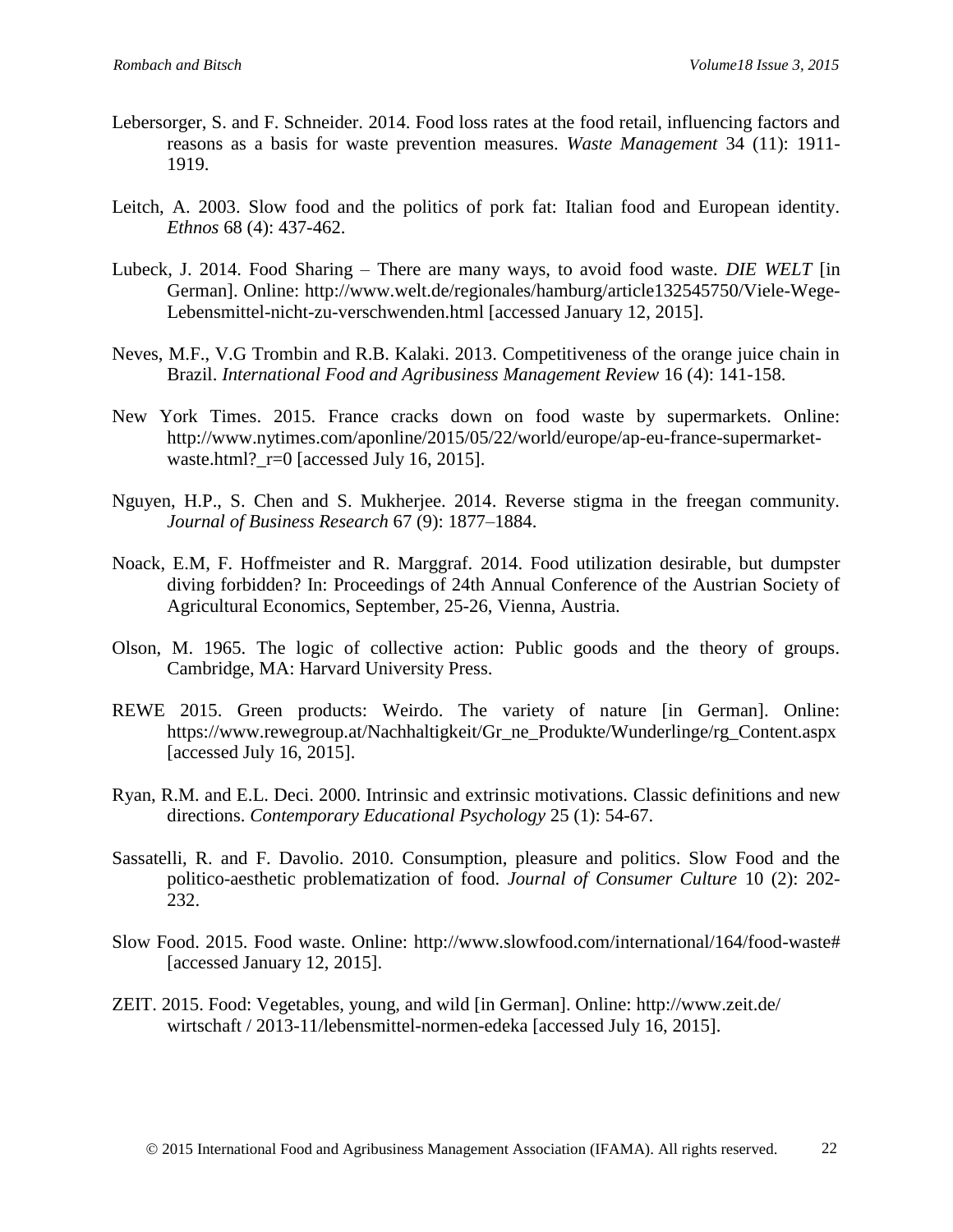Lebersorger, S. and F. Schneider. 2014. Food loss rates at the food retail, influencing factors and reasons as a basis for waste prevention measures. *Waste Management* 34 (11): 1911-1919.

Leitch, A. 2003. Slow food and the politics of pork fat: Italian food and European identity. *Ethnos* 68 (4): 437-462.

Lubeck, J. 2014. Food Sharing – There are many ways, to avoid food waste. *DIE WELT* [in German]. Online: http://www.welt.de/regionales/hamburg/article132545750/Viele-Wege-Lebensmittel-nicht-zu-verschwenden.html [accessed January 12, 2015].

Neves, M.F., V.G Trombin and R.B. Kalaki. 2013. Competitiveness of the orange juice chain in Brazil. *International Food and Agribusiness Management Review* 16 (4): 141-158.

New York Times. 2015. France cracks down on food waste by supermarkets. Online: http://www.nytimes.com/aponline/2015/05/22/world/europe/ap-eu-france-supermarket-waste.html?_r=0 [accessed July 16, 2015].

Nguyen, H.P., S. Chen and S. Mukherjee. 2014. Reverse stigma in the freegan community. *Journal of Business Research* 67 (9): 1877–1884.

Noack, E.M, F. Hoffmeister and R. Marggraf. 2014. Food utilization desirable, but dumpster diving forbidden? In: Proceedings of 24th Annual Conference of the Austrian Society of Agricultural Economics, September, 25-26, Vienna, Austria.

Olson, M. 1965. The logic of collective action: Public goods and the theory of groups. Cambridge, MA: Harvard University Press.

REWE 2015. Green products: Weirdo. The variety of nature [in German]. Online: https://www.rewegroup.at/Nachhaltigkeit/Gr_ne_Produkte/Wunderlinge/rg_Content.aspx [accessed July 16, 2015].

Ryan, R.M. and E.L. Deci. 2000. Intrinsic and extrinsic motivations. Classic definitions and new directions. *Contemporary Educational Psychology* 25 (1): 54-67.

Sassatelli, R. and F. Davolio. 2010. Consumption, pleasure and politics. Slow Food and the politico-aesthetic problematization of food. *Journal of Consumer Culture* 10 (2): 202-232.

Slow Food. 2015. Food waste. Online: http://www.slowfood.com/international/164/food-waste# [accessed January 12, 2015].

ZEIT. 2015. Food: Vegetables, young, and wild [in German]. Online: http://www.zeit.de/ wirtschaft / 2013-11/lebensmittel-normen-edeka [accessed July 16, 2015].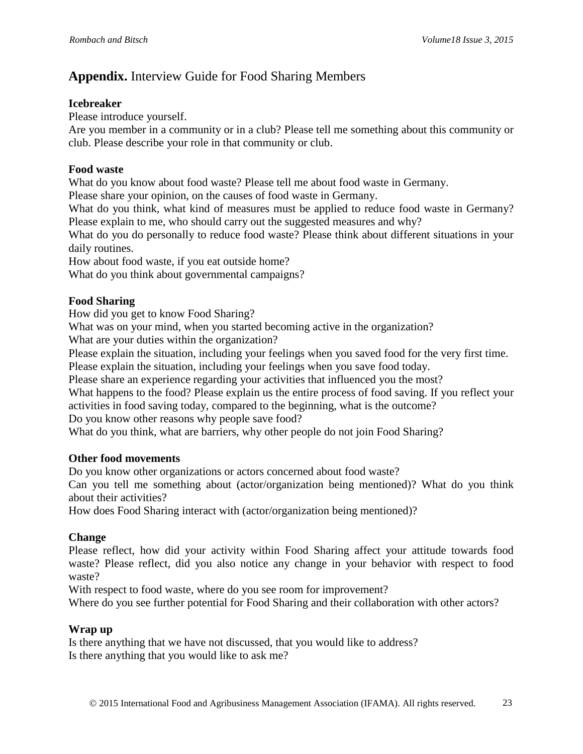## **Appendix.** Interview Guide for Food Sharing Members

**Icebreaker**

Please introduce yourself.

Are you member in a community or in a club? Please tell me something about this community or club. Please describe your role in that community or club.

**Food waste**

What do you know about food waste? Please tell me about food waste in Germany.

Please share your opinion, on the causes of food waste in Germany.

What do you think, what kind of measures must be applied to reduce food waste in Germany? Please explain to me, who should carry out the suggested measures and why?

What do you do personally to reduce food waste? Please think about different situations in your daily routines.

How about food waste, if you eat outside home?

What do you think about governmental campaigns?

**Food Sharing**

How did you get to know Food Sharing?

What was on your mind, when you started becoming active in the organization?

What are your duties within the organization?

Please explain the situation, including your feelings when you saved food for the very first time.

Please explain the situation, including your feelings when you save food today.

Please share an experience regarding your activities that influenced you the most?

What happens to the food? Please explain us the entire process of food saving. If you reflect your activities in food saving today, compared to the beginning, what is the outcome?

Do you know other reasons why people save food?

What do you think, what are barriers, why other people do not join Food Sharing?

**Other food movements**

Do you know other organizations or actors concerned about food waste?

Can you tell me something about (actor/organization being mentioned)? What do you think about their activities?

How does Food Sharing interact with (actor/organization being mentioned)?

**Change**

Please reflect, how did your activity within Food Sharing affect your attitude towards food waste? Please reflect, did you also notice any change in your behavior with respect to food waste?

With respect to food waste, where do you see room for improvement?

Where do you see further potential for Food Sharing and their collaboration with other actors?

**Wrap up**

Is there anything that we have not discussed, that you would like to address?

Is there anything that you would like to ask me?